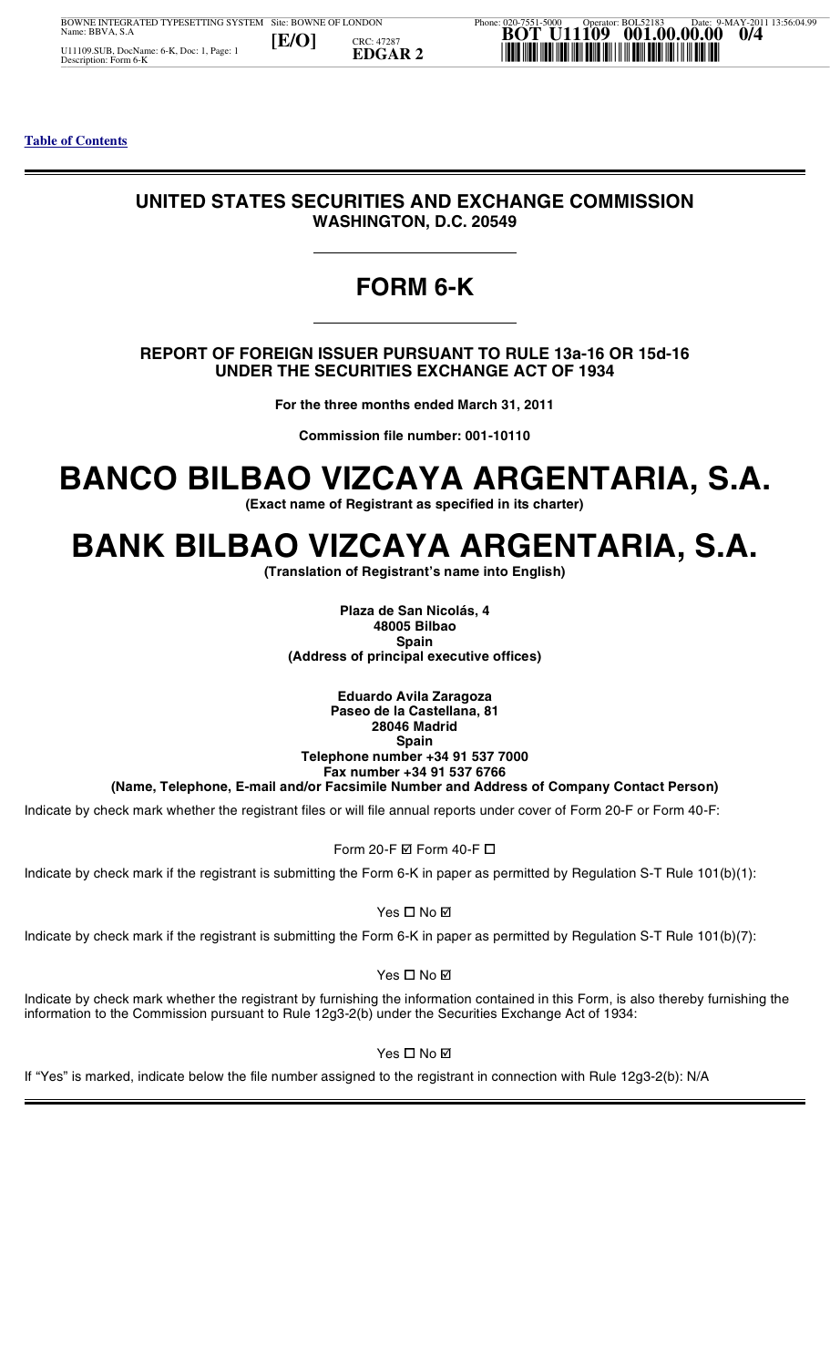Table of Contents

# UNITED STATES SECURITIES AND EXCHANGE COMMISSION
**WASHINGTON, D.C. 20549**

# FORM 6-K

**REPORT OF FOREIGN ISSUER PURSUANT TO RULE 13a-16 OR 15d-16 UNDER THE SECURITIES EXCHANGE ACT OF 1934**

**For the three months ended March 31, 2011**

**Commission file number: 001-10110**

# BANCO BILBAO VIZCAYA ARGENTARIA, S.A.
**(Exact name of Registrant as specified in its charter)**

# BANK BILBAO VIZCAYA ARGENTARIA, S.A.
**(Translation of Registrant's name into English)**

**Plaza de San Nicolás, 4**
**48005 Bilbao**
**Spain**
**(Address of principal executive offices)**

**Eduardo Avila Zaragoza**
**Paseo de la Castellana, 81**
**28046 Madrid**
**Spain**
**Telephone number +34 91 537 7000**
**Fax number +34 91 537 6766**
**(Name, Telephone, E-mail and/or Facsimile Number and Address of Company Contact Person)**

Indicate by check mark whether the registrant files or will file annual reports under cover of Form 20-F or Form 40-F:

Form 20-F ☑ Form 40-F ☐

Indicate by check mark if the registrant is submitting the Form 6-K in paper as permitted by Regulation S-T Rule 101(b)(1):

Yes ☐ No ☑

Indicate by check mark if the registrant is submitting the Form 6-K in paper as permitted by Regulation S-T Rule 101(b)(7):

Yes ☐ No ☑

Indicate by check mark whether the registrant by furnishing the information contained in this Form, is also thereby furnishing the information to the Commission pursuant to Rule 12g3-2(b) under the Securities Exchange Act of 1934:

Yes ☐ No ☑

If "Yes" is marked, indicate below the file number assigned to the registrant in connection with Rule 12g3-2(b): N/A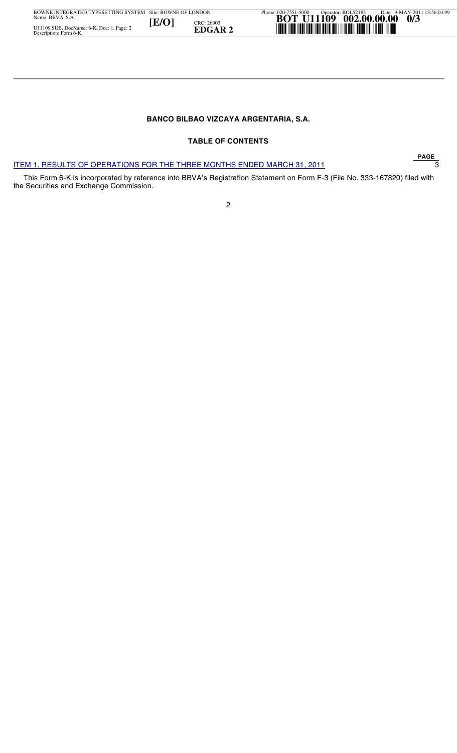**BANCO BILBAO VIZCAYA ARGENTARIA, S.A.**

**TABLE OF CONTENTS**

| | PAGE |
|---|---|
| ITEM 1. RESULTS OF OPERATIONS FOR THE THREE MONTHS ENDED MARCH 31, 2011 | 3 |

This Form 6-K is incorporated by reference into BBVA's Registration Statement on Form F-3 (File No. 333-167820) filed with the Securities and Exchange Commission.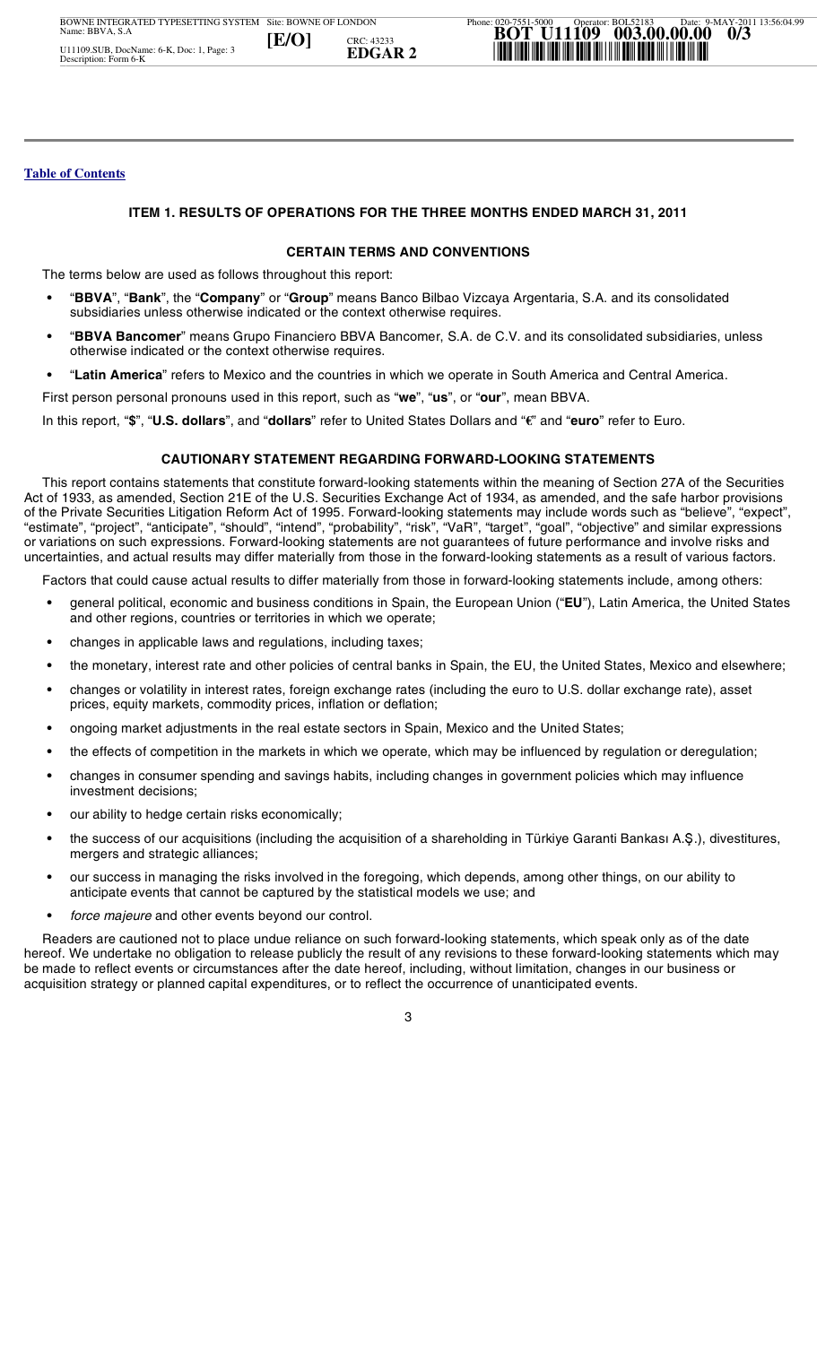[Table of Contents](#)

## ITEM 1. RESULTS OF OPERATIONS FOR THE THREE MONTHS ENDED MARCH 31, 2011

### CERTAIN TERMS AND CONVENTIONS

The terms below are used as follows throughout this report:

- "**BBVA**", "**Bank**", the "**Company**" or "**Group**" means Banco Bilbao Vizcaya Argentaria, S.A. and its consolidated subsidiaries unless otherwise indicated or the context otherwise requires.
- "**BBVA Bancomer**" means Grupo Financiero BBVA Bancomer, S.A. de C.V. and its consolidated subsidiaries, unless otherwise indicated or the context otherwise requires.
- "**Latin America**" refers to Mexico and the countries in which we operate in South America and Central America.

First person personal pronouns used in this report, such as "**we**", "**us**", or "**our**", mean BBVA.

In this report, "**$**", "**U.S. dollars**", and "**dollars**" refer to United States Dollars and "**€**" and "**euro**" refer to Euro.

### CAUTIONARY STATEMENT REGARDING FORWARD-LOOKING STATEMENTS

This report contains statements that constitute forward-looking statements within the meaning of Section 27A of the Securities Act of 1933, as amended, Section 21E of the U.S. Securities Exchange Act of 1934, as amended, and the safe harbor provisions of the Private Securities Litigation Reform Act of 1995. Forward-looking statements may include words such as "believe", "expect", "estimate", "project", "anticipate", "should", "intend", "probability", "risk", "VaR", "target", "goal", "objective" and similar expressions or variations on such expressions. Forward-looking statements are not guarantees of future performance and involve risks and uncertainties, and actual results may differ materially from those in the forward-looking statements as a result of various factors.

Factors that could cause actual results to differ materially from those in forward-looking statements include, among others:

- general political, economic and business conditions in Spain, the European Union ("**EU**"), Latin America, the United States and other regions, countries or territories in which we operate;
- changes in applicable laws and regulations, including taxes;
- the monetary, interest rate and other policies of central banks in Spain, the EU, the United States, Mexico and elsewhere;
- changes or volatility in interest rates, foreign exchange rates (including the euro to U.S. dollar exchange rate), asset prices, equity markets, commodity prices, inflation or deflation;
- ongoing market adjustments in the real estate sectors in Spain, Mexico and the United States;
- the effects of competition in the markets in which we operate, which may be influenced by regulation or deregulation;
- changes in consumer spending and savings habits, including changes in government policies which may influence investment decisions;
- our ability to hedge certain risks economically;
- the success of our acquisitions (including the acquisition of a shareholding in Türkiye Garanti Bankası A.Ş.), divestitures, mergers and strategic alliances;
- our success in managing the risks involved in the foregoing, which depends, among other things, on our ability to anticipate events that cannot be captured by the statistical models we use; and
- *force majeure* and other events beyond our control.

Readers are cautioned not to place undue reliance on such forward-looking statements, which speak only as of the date hereof. We undertake no obligation to release publicly the result of any revisions to these forward-looking statements which may be made to reflect events or circumstances after the date hereof, including, without limitation, changes in our business or acquisition strategy or planned capital expenditures, or to reflect the occurrence of unanticipated events.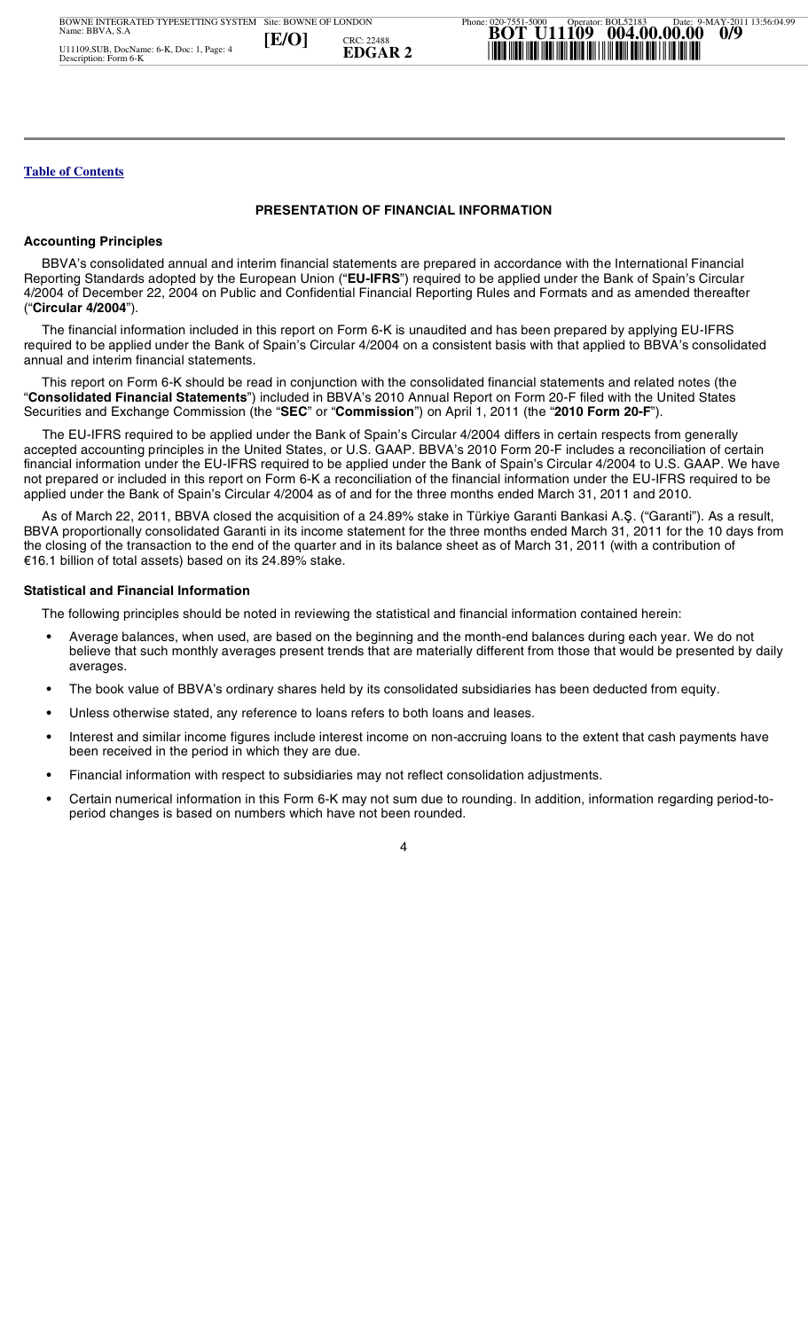[Table of Contents](#)

## PRESENTATION OF FINANCIAL INFORMATION

### Accounting Principles

BBVA's consolidated annual and interim financial statements are prepared in accordance with the International Financial Reporting Standards adopted by the European Union ("**EU-IFRS**") required to be applied under the Bank of Spain's Circular 4/2004 of December 22, 2004 on Public and Confidential Financial Reporting Rules and Formats and as amended thereafter ("**Circular 4/2004**").

The financial information included in this report on Form 6-K is unaudited and has been prepared by applying EU-IFRS required to be applied under the Bank of Spain's Circular 4/2004 on a consistent basis with that applied to BBVA's consolidated annual and interim financial statements.

This report on Form 6-K should be read in conjunction with the consolidated financial statements and related notes (the "**Consolidated Financial Statements**") included in BBVA's 2010 Annual Report on Form 20-F filed with the United States Securities and Exchange Commission (the "**SEC**" or "**Commission**") on April 1, 2011 (the "**2010 Form 20-F**").

The EU-IFRS required to be applied under the Bank of Spain's Circular 4/2004 differs in certain respects from generally accepted accounting principles in the United States, or U.S. GAAP. BBVA's 2010 Form 20-F includes a reconciliation of certain financial information under the EU-IFRS required to be applied under the Bank of Spain's Circular 4/2004 to U.S. GAAP. We have not prepared or included in this report on Form 6-K a reconciliation of the financial information under the EU-IFRS required to be applied under the Bank of Spain's Circular 4/2004 as of and for the three months ended March 31, 2011 and 2010.

As of March 22, 2011, BBVA closed the acquisition of a 24.89% stake in Türkiye Garanti Bankasi A.Ş. ("Garanti"). As a result, BBVA proportionally consolidated Garanti in its income statement for the three months ended March 31, 2011 for the 10 days from the closing of the transaction to the end of the quarter and in its balance sheet as of March 31, 2011 (with a contribution of €16.1 billion of total assets) based on its 24.89% stake.

### Statistical and Financial Information

The following principles should be noted in reviewing the statistical and financial information contained herein:

- Average balances, when used, are based on the beginning and the month-end balances during each year. We do not believe that such monthly averages present trends that are materially different from those that would be presented by daily averages.
- The book value of BBVA's ordinary shares held by its consolidated subsidiaries has been deducted from equity.
- Unless otherwise stated, any reference to loans refers to both loans and leases.
- Interest and similar income figures include interest income on non-accruing loans to the extent that cash payments have been received in the period in which they are due.
- Financial information with respect to subsidiaries may not reflect consolidation adjustments.
- Certain numerical information in this Form 6-K may not sum due to rounding. In addition, information regarding period-to-period changes is based on numbers which have not been rounded.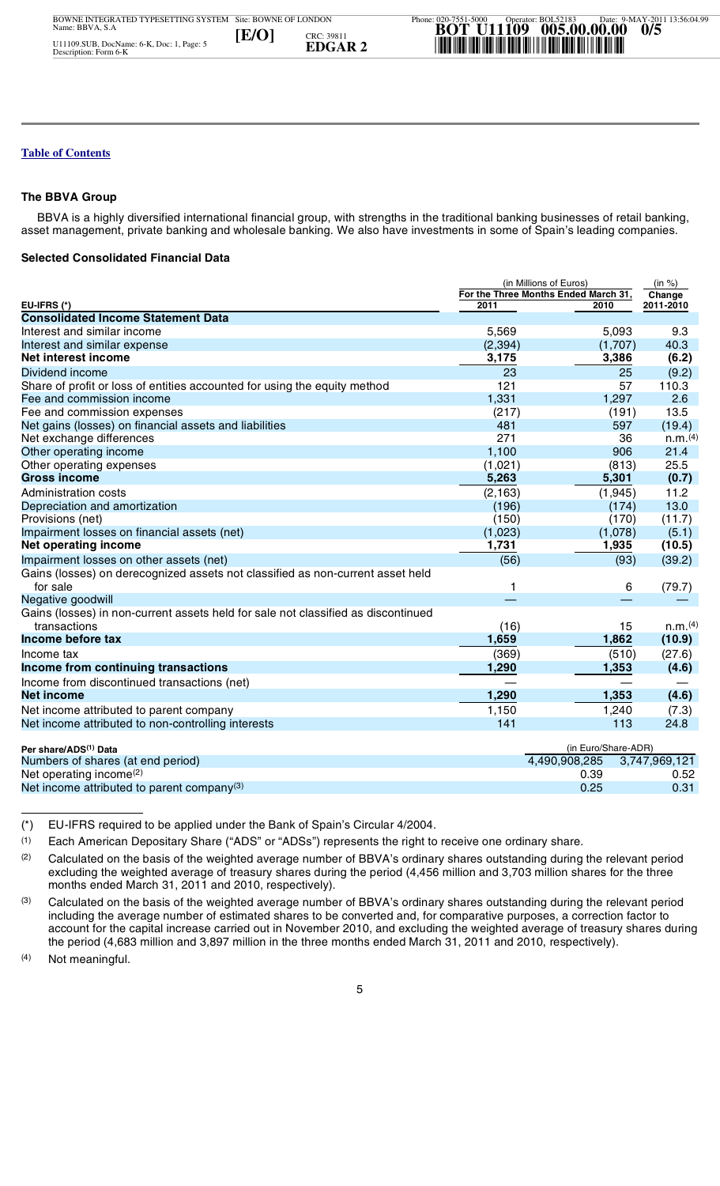[Table of Contents](#)

### The BBVA Group

BBVA is a highly diversified international financial group, with strengths in the traditional banking businesses of retail banking, asset management, private banking and wholesale banking. We also have investments in some of Spain's leading companies.

### Selected Consolidated Financial Data

| EU-IFRS (*) | (in Millions of Euros) For the Three Months Ended March 31, 2011 | 2010 | (in %) Change 2011-2010 |
|---|---|---|---|
| **Consolidated Income Statement Data** | | | |
| Interest and similar income | 5,569 | 5,093 | 9.3 |
| Interest and similar expense | (2,394) | (1,707) | 40.3 |
| **Net interest income** | **3,175** | **3,386** | **(6.2)** |
| Dividend income | 23 | 25 | (9.2) |
| Share of profit or loss of entities accounted for using the equity method | 121 | 57 | 110.3 |
| Fee and commission income | 1,331 | 1,297 | 2.6 |
| Fee and commission expenses | (217) | (191) | 13.5 |
| Net gains (losses) on financial assets and liabilities | 481 | 597 | (19.4) |
| Net exchange differences | 271 | 36 | n.m.(4) |
| Other operating income | 1,100 | 906 | 21.4 |
| Other operating expenses | (1,021) | (813) | 25.5 |
| **Gross income** | **5,263** | **5,301** | **(0.7)** |
| Administration costs | (2,163) | (1,945) | 11.2 |
| Depreciation and amortization | (196) | (174) | 13.0 |
| Provisions (net) | (150) | (170) | (11.7) |
| Impairment losses on financial assets (net) | (1,023) | (1,078) | (5.1) |
| **Net operating income** | **1,731** | **1,935** | **(10.5)** |
| Impairment losses on other assets (net) | (56) | (93) | (39.2) |
| Gains (losses) on derecognized assets not classified as non-current asset held for sale | 1 | 6 | (79.7) |
| Negative goodwill | — | — | — |
| Gains (losses) in non-current assets held for sale not classified as discontinued transactions | (16) | 15 | n.m.(4) |
| **Income before tax** | **1,659** | **1,862** | **(10.9)** |
| Income tax | (369) | (510) | (27.6) |
| **Income from continuing transactions** | **1,290** | **1,353** | **(4.6)** |
| Income from discontinued transactions (net) | — | — | — |
| **Net income** | **1,290** | **1,353** | **(4.6)** |
| Net income attributed to parent company | 1,150 | 1,240 | (7.3) |
| Net income attributed to non-controlling interests | 141 | 113 | 24.8 |

| Per share/ADS(1) Data | (in Euro/Share-ADR) | |
|---|---|---|
| Numbers of shares (at end period) | 4,490,908,285 | 3,747,969,121 |
| Net operating income(2) | 0.39 | 0.52 |
| Net income attributed to parent company(3) | 0.25 | 0.31 |

(*) EU-IFRS required to be applied under the Bank of Spain's Circular 4/2004.

(1) Each American Depositary Share ("ADS" or "ADSs") represents the right to receive one ordinary share.

(2) Calculated on the basis of the weighted average number of BBVA's ordinary shares outstanding during the relevant period excluding the weighted average of treasury shares during the period (4,456 million and 3,703 million shares for the three months ended March 31, 2011 and 2010, respectively).

(3) Calculated on the basis of the weighted average number of BBVA's ordinary shares outstanding during the relevant period including the average number of estimated shares to be converted and, for comparative purposes, a correction factor to account for the capital increase carried out in November 2010, and excluding the weighted average of treasury shares during the period (4,683 million and 3,897 million in the three months ended March 31, 2011 and 2010, respectively).

(4) Not meaningful.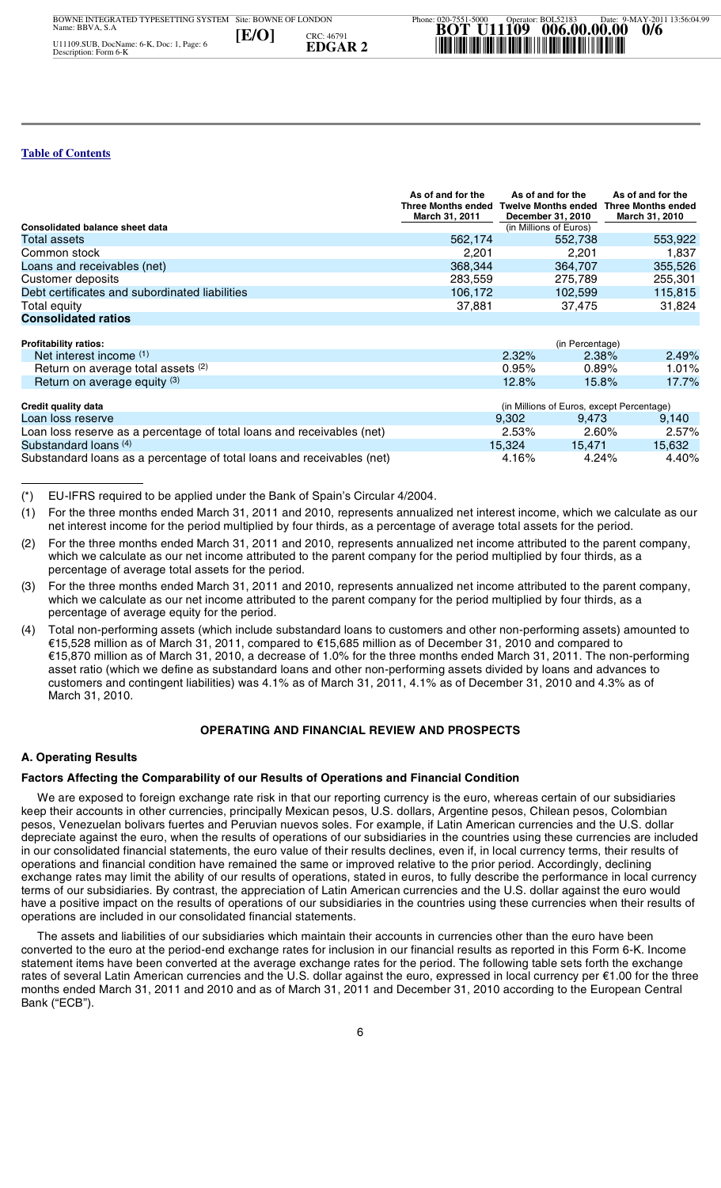[Table of Contents](#)

| | As of and for the Three Months ended March 31, 2011 | As of and for the Twelve Months ended December 31, 2010 | As of and for the Three Months ended March 31, 2010 |
|---|---|---|---|
| **Consolidated balance sheet data** | | (in Millions of Euros) | |
| Total assets | 562,174 | 552,738 | 553,922 |
| Common stock | 2,201 | 2,201 | 1,837 |
| Loans and receivables (net) | 368,344 | 364,707 | 355,526 |
| Customer deposits | 283,559 | 275,789 | 255,301 |
| Debt certificates and subordinated liabilities | 106,172 | 102,599 | 115,815 |
| Total equity | 37,881 | 37,475 | 31,824 |
| **Consolidated ratios** | | | |
| **Profitability ratios:** | | (in Percentage) | |
| Net interest income (1) | 2.32% | 2.38% | 2.49% |
| Return on average total assets (2) | 0.95% | 0.89% | 1.01% |
| Return on average equity (3) | 12.8% | 15.8% | 17.7% |
| **Credit quality data** | | (in Millions of Euros, except Percentage) | |
| Loan loss reserve | 9,302 | 9,473 | 9,140 |
| Loan loss reserve as a percentage of total loans and receivables (net) | 2.53% | 2.60% | 2.57% |
| Substandard loans (4) | 15,324 | 15,471 | 15,632 |
| Substandard loans as a percentage of total loans and receivables (net) | 4.16% | 4.24% | 4.40% |

(*) EU-IFRS required to be applied under the Bank of Spain's Circular 4/2004.

(1) For the three months ended March 31, 2011 and 2010, represents annualized net interest income, which we calculate as our net interest income for the period multiplied by four thirds, as a percentage of average total assets for the period.

(2) For the three months ended March 31, 2011 and 2010, represents annualized net income attributed to the parent company, which we calculate as our net income attributed to the parent company for the period multiplied by four thirds, as a percentage of average total assets for the period.

(3) For the three months ended March 31, 2011 and 2010, represents annualized net income attributed to the parent company, which we calculate as our net income attributed to the parent company for the period multiplied by four thirds, as a percentage of average equity for the period.

(4) Total non-performing assets (which include substandard loans to customers and other non-performing assets) amounted to €15,528 million as of March 31, 2011, compared to €15,685 million as of December 31, 2010 and compared to €15,870 million as of March 31, 2010, a decrease of 1.0% for the three months ended March 31, 2011. The non-performing asset ratio (which we define as substandard loans and other non-performing assets divided by loans and advances to customers and contingent liabilities) was 4.1% as of March 31, 2011, 4.1% as of December 31, 2010 and 4.3% as of March 31, 2010.

## OPERATING AND FINANCIAL REVIEW AND PROSPECTS

### A. Operating Results

#### Factors Affecting the Comparability of our Results of Operations and Financial Condition

We are exposed to foreign exchange rate risk in that our reporting currency is the euro, whereas certain of our subsidiaries keep their accounts in other currencies, principally Mexican pesos, U.S. dollars, Argentine pesos, Chilean pesos, Colombian pesos, Venezuelan bolivars fuertes and Peruvian nuevos soles. For example, if Latin American currencies and the U.S. dollar depreciate against the euro, when the results of operations of our subsidiaries in the countries using these currencies are included in our consolidated financial statements, the euro value of their results declines, even if, in local currency terms, their results of operations and financial condition have remained the same or improved relative to the prior period. Accordingly, declining exchange rates may limit the ability of our results of operations, stated in euros, to fully describe the performance in local currency terms of our subsidiaries. By contrast, the appreciation of Latin American currencies and the U.S. dollar against the euro would have a positive impact on the results of operations of our subsidiaries in the countries using these currencies when their results of operations are included in our consolidated financial statements.

The assets and liabilities of our subsidiaries which maintain their accounts in currencies other than the euro have been converted to the euro at the period-end exchange rates for inclusion in our financial results as reported in this Form 6-K. Income statement items have been converted at the average exchange rates for the period. The following table sets forth the exchange rates of several Latin American currencies and the U.S. dollar against the euro, expressed in local currency per €1.00 for the three months ended March 31, 2011 and 2010 and as of March 31, 2011 and December 31, 2010 according to the European Central Bank ("ECB").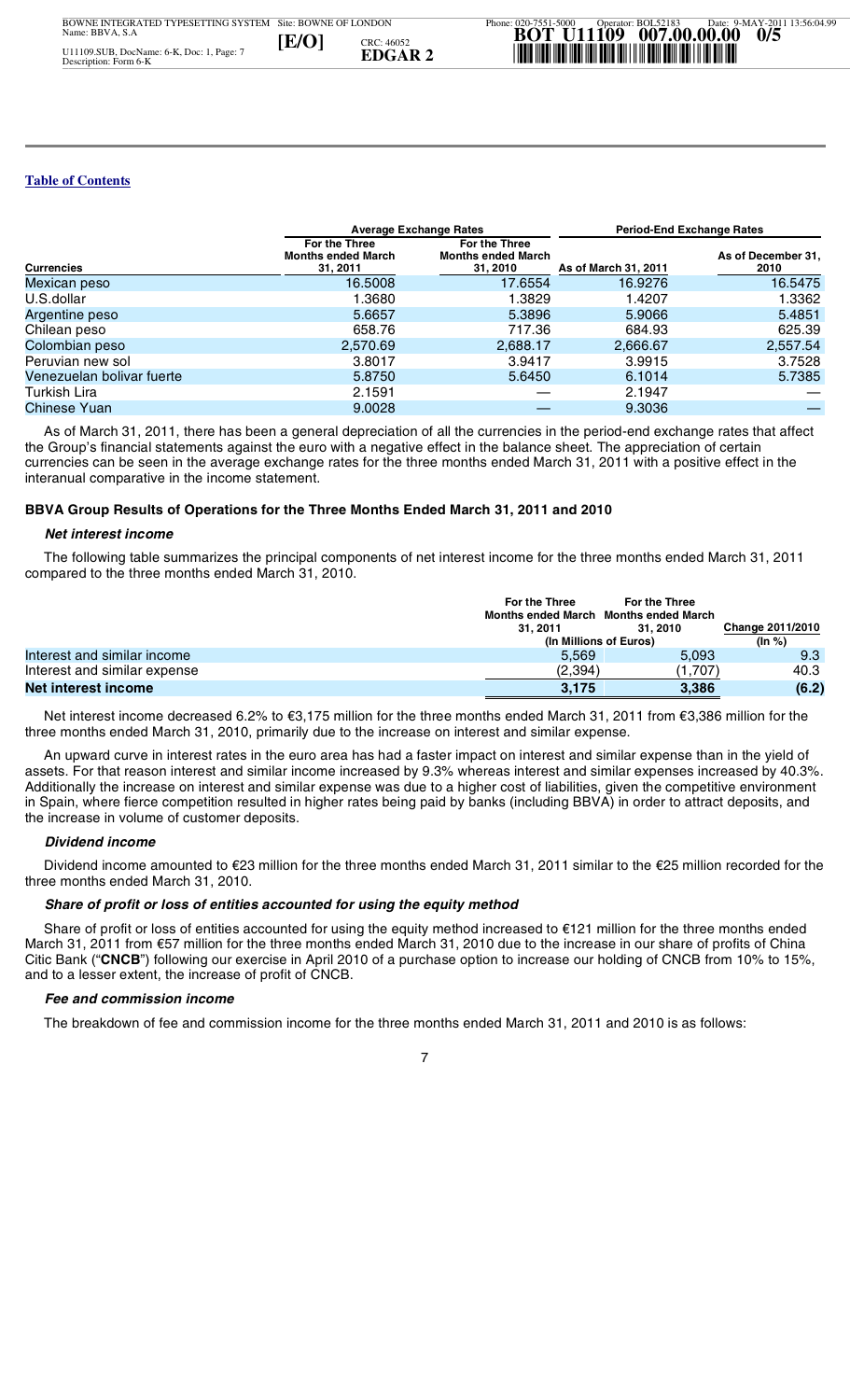[Table of Contents](#)

| Currencies | Average Exchange Rates | | Period-End Exchange Rates | |
|---|---|---|---|---|
| | For the Three Months ended March 31, 2011 | For the Three Months ended March 31, 2010 | As of March 31, 2011 | As of December 31, 2010 |
| Mexican peso | 16.5008 | 17.6554 | 16.9276 | 16.5475 |
| U.S.dollar | 1.3680 | 1.3829 | 1.4207 | 1.3362 |
| Argentine peso | 5.6657 | 5.3896 | 5.9066 | 5.4851 |
| Chilean peso | 658.76 | 717.36 | 684.93 | 625.39 |
| Colombian peso | 2,570.69 | 2,688.17 | 2,666.67 | 2,557.54 |
| Peruvian new sol | 3.8017 | 3.9417 | 3.9915 | 3.7528 |
| Venezuelan bolivar fuerte | 5.8750 | 5.6450 | 6.1014 | 5.7385 |
| Turkish Lira | 2.1591 | — | 2.1947 | — |
| Chinese Yuan | 9.0028 | — | 9.3036 | — |

As of March 31, 2011, there has been a general depreciation of all the currencies in the period-end exchange rates that affect the Group's financial statements against the euro with a negative effect in the balance sheet. The appreciation of certain currencies can be seen in the average exchange rates for the three months ended March 31, 2011 with a positive effect in the interanual comparative in the income statement.

## BBVA Group Results of Operations for the Three Months Ended March 31, 2011 and 2010

### *Net interest income*

The following table summarizes the principal components of net interest income for the three months ended March 31, 2011 compared to the three months ended March 31, 2010.

| | For the Three Months ended March 31, 2011 | For the Three Months ended March 31, 2010 | Change 2011/2010 |
|---|---|---|---|
| | (In Millions of Euros) | | (In %) |
| Interest and similar income | 5,569 | 5,093 | 9.3 |
| Interest and similar expense | (2,394) | (1,707) | 40.3 |
| **Net interest income** | **3,175** | **3,386** | **(6.2)** |

Net interest income decreased 6.2% to €3,175 million for the three months ended March 31, 2011 from €3,386 million for the three months ended March 31, 2010, primarily due to the increase on interest and similar expense.

An upward curve in interest rates in the euro area has had a faster impact on interest and similar expense than in the yield of assets. For that reason interest and similar income increased by 9.3% whereas interest and similar expenses increased by 40.3%. Additionally the increase on interest and similar expense was due to a higher cost of liabilities, given the competitive environment in Spain, where fierce competition resulted in higher rates being paid by banks (including BBVA) in order to attract deposits, and the increase in volume of customer deposits.

### *Dividend income*

Dividend income amounted to €23 million for the three months ended March 31, 2011 similar to the €25 million recorded for the three months ended March 31, 2010.

### *Share of profit or loss of entities accounted for using the equity method*

Share of profit or loss of entities accounted for using the equity method increased to €121 million for the three months ended March 31, 2011 from €57 million for the three months ended March 31, 2010 due to the increase in our share of profits of China Citic Bank ("**CNCB**") following our exercise in April 2010 of a purchase option to increase our holding of CNCB from 10% to 15%, and to a lesser extent, the increase of profit of CNCB.

### *Fee and commission income*

The breakdown of fee and commission income for the three months ended March 31, 2011 and 2010 is as follows: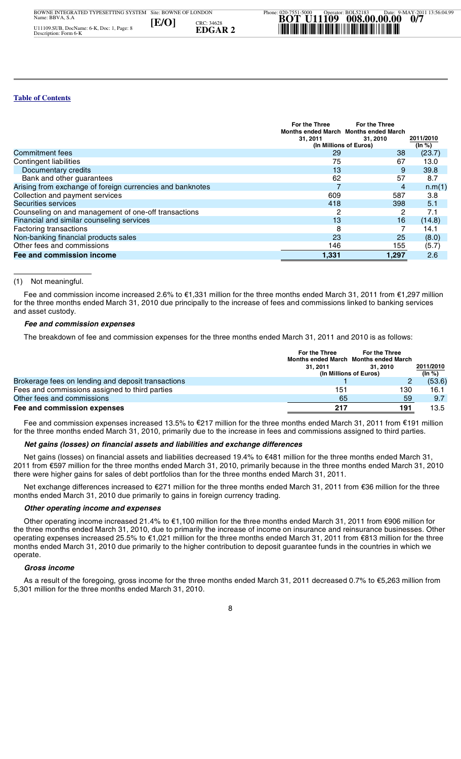[Table of Contents](#)

| | For the Three Months ended March 31, 2011 | For the Three Months ended March 31, 2010 | 2011/2010 |
|---|---|---|---|
| | (In Millions of Euros) | | (In %) |
| Commitment fees | 29 | 38 | (23.7) |
| Contingent liabilities | 75 | 67 | 13.0 |
| Documentary credits | 13 | 9 | 39.8 |
| Bank and other guarantees | 62 | 57 | 8.7 |
| Arising from exchange of foreign currencies and banknotes | 7 | 4 | n.m(1) |
| Collection and payment services | 609 | 587 | 3.8 |
| Securities services | 418 | 398 | 5.1 |
| Counseling on and management of one-off transactions | 2 | 2 | 7.1 |
| Financial and similar counseling services | 13 | 16 | (14.8) |
| Factoring transactions | 8 | 7 | 14.1 |
| Non-banking financial products sales | 23 | 25 | (8.0) |
| Other fees and commissions | 146 | 155 | (5.7) |
| **Fee and commission income** | **1,331** | **1,297** | 2.6 |

(1) Not meaningful.

Fee and commission income increased 2.6% to €1,331 million for the three months ended March 31, 2011 from €1,297 million for the three months ended March 31, 2010 due principally to the increase of fees and commissions linked to banking services and asset custody.

#### *Fee and commission expenses*

The breakdown of fee and commission expenses for the three months ended March 31, 2011 and 2010 is as follows:

| | For the Three Months ended March 31, 2011 | For the Three Months ended March 31, 2010 | 2011/2010 |
|---|---|---|---|
| | (In Millions of Euros) | | (In %) |
| Brokerage fees on lending and deposit transactions | 1 | 2 | (53.6) |
| Fees and commissions assigned to third parties | 151 | 130 | 16.1 |
| Other fees and commissions | 65 | 59 | 9.7 |
| **Fee and commission expenses** | **217** | **191** | 13.5 |

Fee and commission expenses increased 13.5% to €217 million for the three months ended March 31, 2011 from €191 million for the three months ended March 31, 2010, primarily due to the increase in fees and commissions assigned to third parties.

#### *Net gains (losses) on financial assets and liabilities and exchange differences*

Net gains (losses) on financial assets and liabilities decreased 19.4% to €481 million for the three months ended March 31, 2011 from €597 million for the three months ended March 31, 2010, primarily because in the three months ended March 31, 2010 there were higher gains for sales of debt portfolios than for the three months ended March 31, 2011.

Net exchange differences increased to €271 million for the three months ended March 31, 2011 from €36 million for the three months ended March 31, 2010 due primarily to gains in foreign currency trading.

#### *Other operating income and expenses*

Other operating income increased 21.4% to €1,100 million for the three months ended March 31, 2011 from €906 million for the three months ended March 31, 2010, due to primarily the increase of income on insurance and reinsurance businesses. Other operating expenses increased 25.5% to €1,021 million for the three months ended March 31, 2011 from €813 million for the three months ended March 31, 2010 due primarily to the higher contribution to deposit guarantee funds in the countries in which we operate.

#### *Gross income*

As a result of the foregoing, gross income for the three months ended March 31, 2011 decreased 0.7% to €5,263 million from 5,301 million for the three months ended March 31, 2010.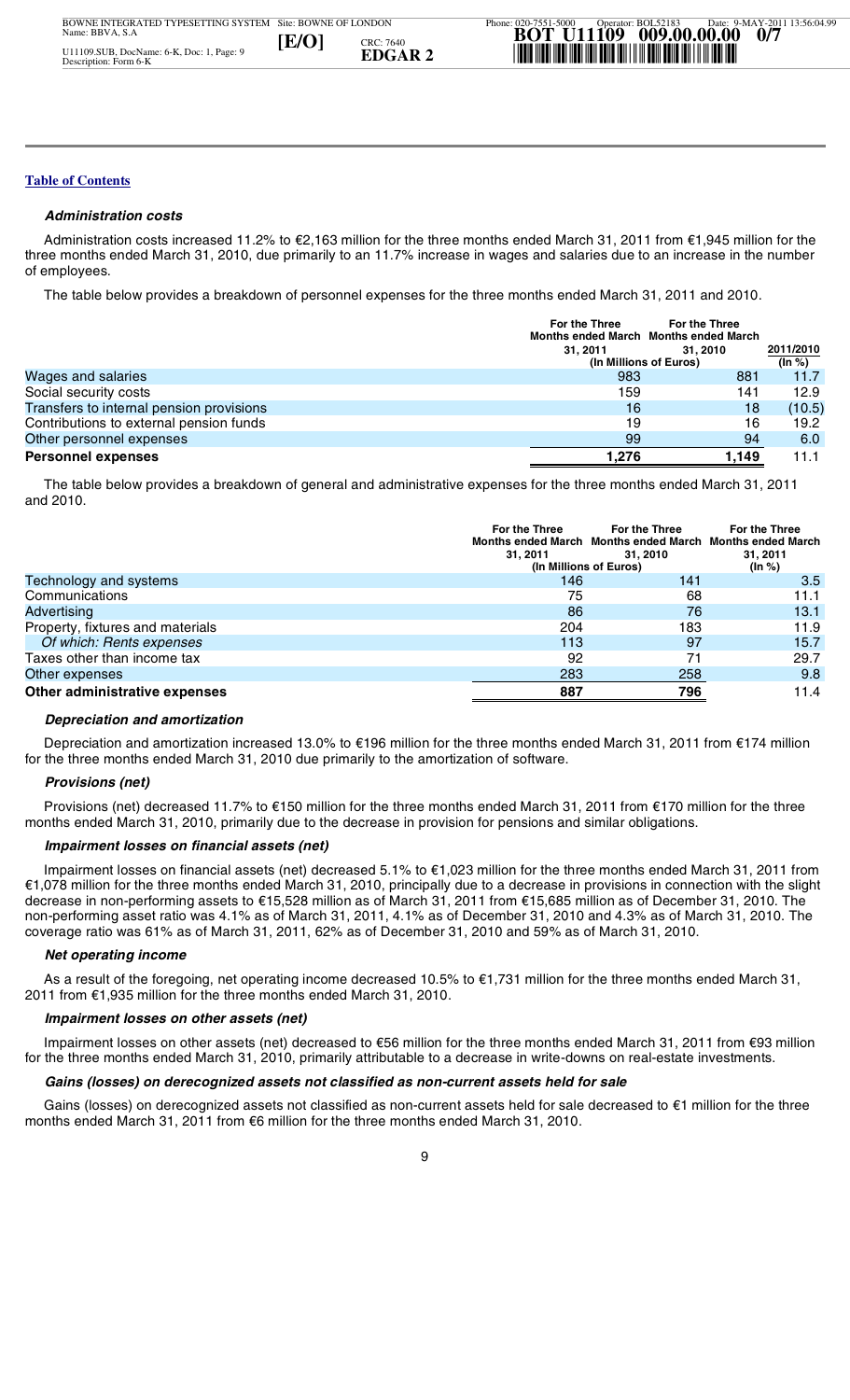[Table of Contents](#)

### *Administration costs*

Administration costs increased 11.2% to €2,163 million for the three months ended March 31, 2011 from €1,945 million for the three months ended March 31, 2010, due primarily to an 11.7% increase in wages and salaries due to an increase in the number of employees.

The table below provides a breakdown of personnel expenses for the three months ended March 31, 2011 and 2010.

| | For the Three Months ended March 31, 2011 | For the Three Months ended March 31, 2010 | 2011/2010 |
|---|---|---|---|
| | (In Millions of Euros) | | (In %) |
| Wages and salaries | 983 | 881 | 11.7 |
| Social security costs | 159 | 141 | 12.9 |
| Transfers to internal pension provisions | 16 | 18 | (10.5) |
| Contributions to external pension funds | 19 | 16 | 19.2 |
| Other personnel expenses | 99 | 94 | 6.0 |
| **Personnel expenses** | **1,276** | **1,149** | 11.1 |

The table below provides a breakdown of general and administrative expenses for the three months ended March 31, 2011 and 2010.

| | For the Three Months ended March 31, 2011 | For the Three Months ended March 31, 2010 | For the Three Months ended March 31, 2011 |
|---|---|---|---|
| | (In Millions of Euros) | | (In %) |
| Technology and systems | 146 | 141 | 3.5 |
| Communications | 75 | 68 | 11.1 |
| Advertising | 86 | 76 | 13.1 |
| Property, fixtures and materials | 204 | 183 | 11.9 |
| *Of which: Rents expenses* | 113 | 97 | 15.7 |
| Taxes other than income tax | 92 | 71 | 29.7 |
| Other expenses | 283 | 258 | 9.8 |
| **Other administrative expenses** | **887** | **796** | 11.4 |

### *Depreciation and amortization*

Depreciation and amortization increased 13.0% to €196 million for the three months ended March 31, 2011 from €174 million for the three months ended March 31, 2010 due primarily to the amortization of software.

### *Provisions (net)*

Provisions (net) decreased 11.7% to €150 million for the three months ended March 31, 2011 from €170 million for the three months ended March 31, 2010, primarily due to the decrease in provision for pensions and similar obligations.

### *Impairment losses on financial assets (net)*

Impairment losses on financial assets (net) decreased 5.1% to €1,023 million for the three months ended March 31, 2011 from €1,078 million for the three months ended March 31, 2010, principally due to a decrease in provisions in connection with the slight decrease in non-performing assets to €15,528 million as of March 31, 2011 from €15,685 million as of December 31, 2010. The non-performing asset ratio was 4.1% as of March 31, 2011, 4.1% as of December 31, 2010 and 4.3% as of March 31, 2010. The coverage ratio was 61% as of March 31, 2011, 62% as of December 31, 2010 and 59% as of March 31, 2010.

### *Net operating income*

As a result of the foregoing, net operating income decreased 10.5% to €1,731 million for the three months ended March 31, 2011 from €1,935 million for the three months ended March 31, 2010.

### *Impairment losses on other assets (net)*

Impairment losses on other assets (net) decreased to €56 million for the three months ended March 31, 2011 from €93 million for the three months ended March 31, 2010, primarily attributable to a decrease in write-downs on real-estate investments.

### *Gains (losses) on derecognized assets not classified as non-current assets held for sale*

Gains (losses) on derecognized assets not classified as non-current assets held for sale decreased to €1 million for the three months ended March 31, 2011 from €6 million for the three months ended March 31, 2010.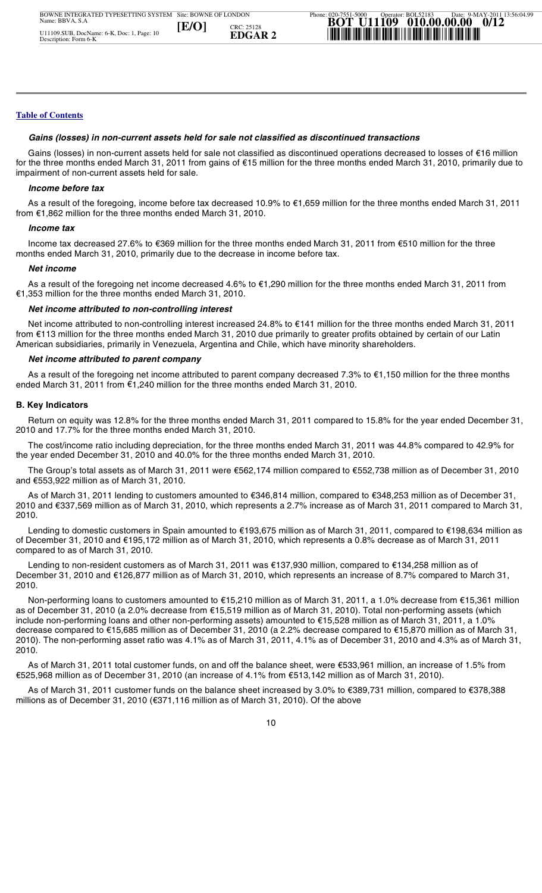*Gains (losses) in non-current assets held for sale not classified as discontinued transactions*

Gains (losses) in non-current assets held for sale not classified as discontinued operations decreased to losses of €16 million for the three months ended March 31, 2011 from gains of €15 million for the three months ended March 31, 2010, primarily due to impairment of non-current assets held for sale.

*Income before tax*

As a result of the foregoing, income before tax decreased 10.9% to €1,659 million for the three months ended March 31, 2011 from €1,862 million for the three months ended March 31, 2010.

*Income tax*

Income tax decreased 27.6% to €369 million for the three months ended March 31, 2011 from €510 million for the three months ended March 31, 2010, primarily due to the decrease in income before tax.

*Net income*

As a result of the foregoing net income decreased 4.6% to €1,290 million for the three months ended March 31, 2011 from €1,353 million for the three months ended March 31, 2010.

*Net income attributed to non-controlling interest*

Net income attributed to non-controlling interest increased 24.8% to €141 million for the three months ended March 31, 2011 from €113 million for the three months ended March 31, 2010 due primarily to greater profits obtained by certain of our Latin American subsidiaries, primarily in Venezuela, Argentina and Chile, which have minority shareholders.

*Net income attributed to parent company*

As a result of the foregoing net income attributed to parent company decreased 7.3% to €1,150 million for the three months ended March 31, 2011 from €1,240 million for the three months ended March 31, 2010.

**B. Key Indicators**

Return on equity was 12.8% for the three months ended March 31, 2011 compared to 15.8% for the year ended December 31, 2010 and 17.7% for the three months ended March 31, 2010.

The cost/income ratio including depreciation, for the three months ended March 31, 2011 was 44.8% compared to 42.9% for the year ended December 31, 2010 and 40.0% for the three months ended March 31, 2010.

The Group's total assets as of March 31, 2011 were €562,174 million compared to €552,738 million as of December 31, 2010 and €553,922 million as of March 31, 2010.

As of March 31, 2011 lending to customers amounted to €346,814 million, compared to €348,253 million as of December 31, 2010 and €337,569 million as of March 31, 2010, which represents a 2.7% increase as of March 31, 2011 compared to March 31, 2010.

Lending to domestic customers in Spain amounted to €193,675 million as of March 31, 2011, compared to €198,634 million as of December 31, 2010 and €195,172 million as of March 31, 2010, which represents a 0.8% decrease as of March 31, 2011 compared to as of March 31, 2010.

Lending to non-resident customers as of March 31, 2011 was €137,930 million, compared to €134,258 million as of December 31, 2010 and €126,877 million as of March 31, 2010, which represents an increase of 8.7% compared to March 31, 2010.

Non-performing loans to customers amounted to €15,210 million as of March 31, 2011, a 1.0% decrease from €15,361 million as of December 31, 2010 (a 2.0% decrease from €15,519 million as of March 31, 2010). Total non-performing assets (which include non-performing loans and other non-performing assets) amounted to €15,528 million as of March 31, 2011, a 1.0% decrease compared to €15,685 million as of December 31, 2010 (a 2.2% decrease compared to €15,870 million as of March 31, 2010). The non-performing asset ratio was 4.1% as of March 31, 2011, 4.1% as of December 31, 2010 and 4.3% as of March 31, 2010.

As of March 31, 2011 total customer funds, on and off the balance sheet, were €533,961 million, an increase of 1.5% from €525,968 million as of December 31, 2010 (an increase of 4.1% from €513,142 million as of March 31, 2010).

As of March 31, 2011 customer funds on the balance sheet increased by 3.0% to €389,731 million, compared to €378,388 millions as of December 31, 2010 (€371,116 million as of March 31, 2010). Of the above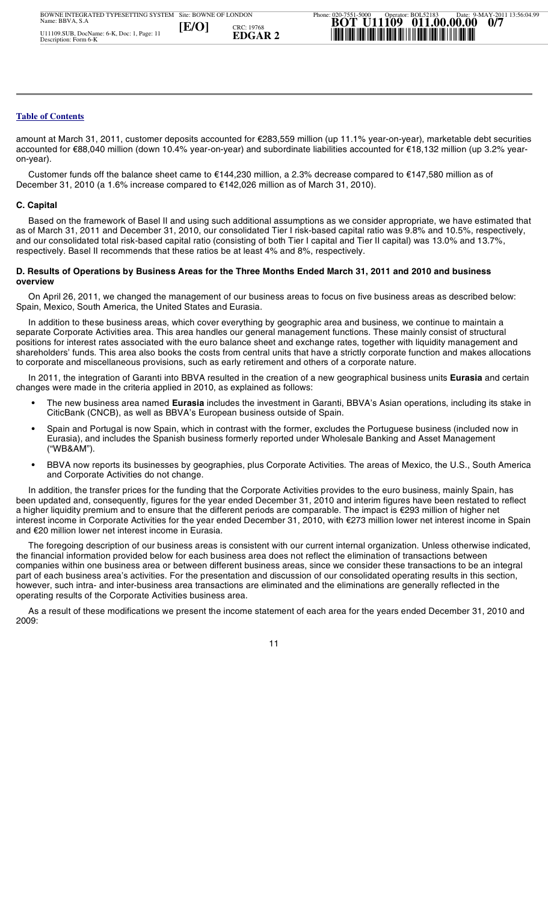amount at March 31, 2011, customer deposits accounted for €283,559 million (up 11.1% year-on-year), marketable debt securities accounted for €88,040 million (down 10.4% year-on-year) and subordinate liabilities accounted for €18,132 million (up 3.2% year-on-year).

Customer funds off the balance sheet came to €144,230 million, a 2.3% decrease compared to €147,580 million as of December 31, 2010 (a 1.6% increase compared to €142,026 million as of March 31, 2010).

### C. Capital

Based on the framework of Basel II and using such additional assumptions as we consider appropriate, we have estimated that as of March 31, 2011 and December 31, 2010, our consolidated Tier I risk-based capital ratio was 9.8% and 10.5%, respectively, and our consolidated total risk-based capital ratio (consisting of both Tier I capital and Tier II capital) was 13.0% and 13.7%, respectively. Basel II recommends that these ratios be at least 4% and 8%, respectively.

### D. Results of Operations by Business Areas for the Three Months Ended March 31, 2011 and 2010 and business overview

On April 26, 2011, we changed the management of our business areas to focus on five business areas as described below: Spain, Mexico, South America, the United States and Eurasia.

In addition to these business areas, which cover everything by geographic area and business, we continue to maintain a separate Corporate Activities area. This area handles our general management functions. These mainly consist of structural positions for interest rates associated with the euro balance sheet and exchange rates, together with liquidity management and shareholders' funds. This area also books the costs from central units that have a strictly corporate function and makes allocations to corporate and miscellaneous provisions, such as early retirement and others of a corporate nature.

In 2011, the integration of Garanti into BBVA resulted in the creation of a new geographical business units **Eurasia** and certain changes were made in the criteria applied in 2010, as explained as follows:

- The new business area named **Eurasia** includes the investment in Garanti, BBVA's Asian operations, including its stake in CiticBank (CNCB), as well as BBVA's European business outside of Spain.
- Spain and Portugal is now Spain, which in contrast with the former, excludes the Portuguese business (included now in Eurasia), and includes the Spanish business formerly reported under Wholesale Banking and Asset Management ("WB&AM").
- BBVA now reports its businesses by geographies, plus Corporate Activities. The areas of Mexico, the U.S., South America and Corporate Activities do not change.

In addition, the transfer prices for the funding that the Corporate Activities provides to the euro business, mainly Spain, has been updated and, consequently, figures for the year ended December 31, 2010 and interim figures have been restated to reflect a higher liquidity premium and to ensure that the different periods are comparable. The impact is €293 million of higher net interest income in Corporate Activities for the year ended December 31, 2010, with €273 million lower net interest income in Spain and €20 million lower net interest income in Eurasia.

The foregoing description of our business areas is consistent with our current internal organization. Unless otherwise indicated, the financial information provided below for each business area does not reflect the elimination of transactions between companies within one business area or between different business areas, since we consider these transactions to be an integral part of each business area's activities. For the presentation and discussion of our consolidated operating results in this section, however, such intra- and inter-business area transactions are eliminated and the eliminations are generally reflected in the operating results of the Corporate Activities business area.

As a result of these modifications we present the income statement of each area for the years ended December 31, 2010 and 2009: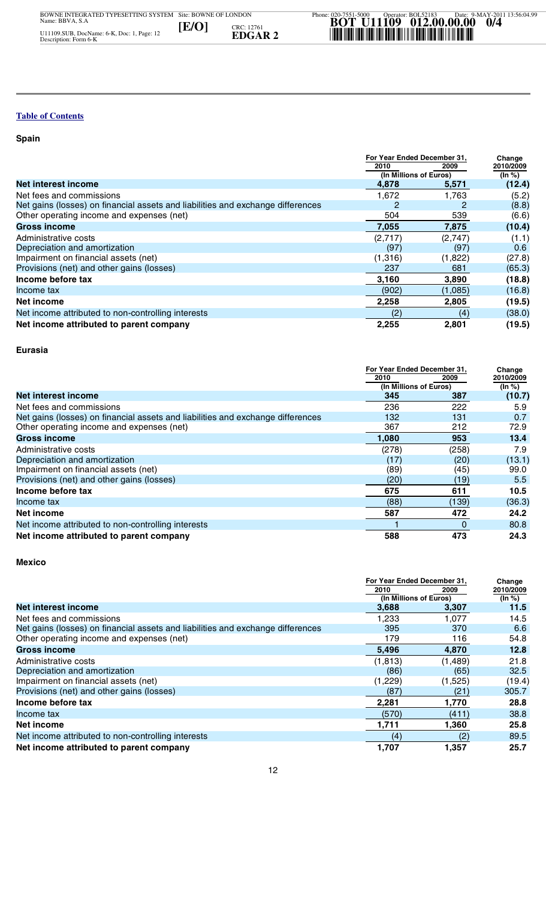[Table of Contents](#)

**Spain**

| | For Year Ended December 31, 2010 | For Year Ended December 31, 2009 | Change 2010/2009 |
|---|---|---|---|
| | (In Millions of Euros) | | (In %) |
| **Net interest income** | **4,878** | **5,571** | **(12.4)** |
| Net fees and commissions | 1,672 | 1,763 | (5.2) |
| Net gains (losses) on financial assets and liabilities and exchange differences | 2 | 2 | (8.8) |
| Other operating income and expenses (net) | 504 | 539 | (6.6) |
| **Gross income** | **7,055** | **7,875** | **(10.4)** |
| Administrative costs | (2,717) | (2,747) | (1.1) |
| Depreciation and amortization | (97) | (97) | 0.6 |
| Impairment on financial assets (net) | (1,316) | (1,822) | (27.8) |
| Provisions (net) and other gains (losses) | 237 | 681 | (65.3) |
| **Income before tax** | **3,160** | **3,890** | **(18.8)** |
| Income tax | (902) | (1,085) | (16.8) |
| **Net income** | **2,258** | **2,805** | **(19.5)** |
| Net income attributed to non-controlling interests | (2) | (4) | (38.0) |
| **Net income attributed to parent company** | **2,255** | **2,801** | **(19.5)** |

**Eurasia**

| | For Year Ended December 31, 2010 | For Year Ended December 31, 2009 | Change 2010/2009 |
|---|---|---|---|
| | (In Millions of Euros) | | (In %) |
| **Net interest income** | **345** | **387** | **(10.7)** |
| Net fees and commissions | 236 | 222 | 5.9 |
| Net gains (losses) on financial assets and liabilities and exchange differences | 132 | 131 | 0.7 |
| Other operating income and expenses (net) | 367 | 212 | 72.9 |
| **Gross income** | **1,080** | **953** | **13.4** |
| Administrative costs | (278) | (258) | 7.9 |
| Depreciation and amortization | (17) | (20) | (13.1) |
| Impairment on financial assets (net) | (89) | (45) | 99.0 |
| Provisions (net) and other gains (losses) | (20) | (19) | 5.5 |
| **Income before tax** | **675** | **611** | **10.5** |
| Income tax | (88) | (139) | (36.3) |
| **Net income** | **587** | **472** | **24.2** |
| Net income attributed to non-controlling interests | 1 | 0 | 80.8 |
| **Net income attributed to parent company** | **588** | **473** | **24.3** |

**Mexico**

| | For Year Ended December 31, 2010 | For Year Ended December 31, 2009 | Change 2010/2009 |
|---|---|---|---|
| | (In Millions of Euros) | | (In %) |
| **Net interest income** | **3,688** | **3,307** | **11.5** |
| Net fees and commissions | 1,233 | 1,077 | 14.5 |
| Net gains (losses) on financial assets and liabilities and exchange differences | 395 | 370 | 6.6 |
| Other operating income and expenses (net) | 179 | 116 | 54.8 |
| **Gross income** | **5,496** | **4,870** | **12.8** |
| Administrative costs | (1,813) | (1,489) | 21.8 |
| Depreciation and amortization | (86) | (65) | 32.5 |
| Impairment on financial assets (net) | (1,229) | (1,525) | (19.4) |
| Provisions (net) and other gains (losses) | (87) | (21) | 305.7 |
| **Income before tax** | **2,281** | **1,770** | **28.8** |
| Income tax | (570) | (411) | 38.8 |
| **Net income** | **1,711** | **1,360** | **25.8** |
| Net income attributed to non-controlling interests | (4) | (2) | 89.5 |
| **Net income attributed to parent company** | **1,707** | **1,357** | **25.7** |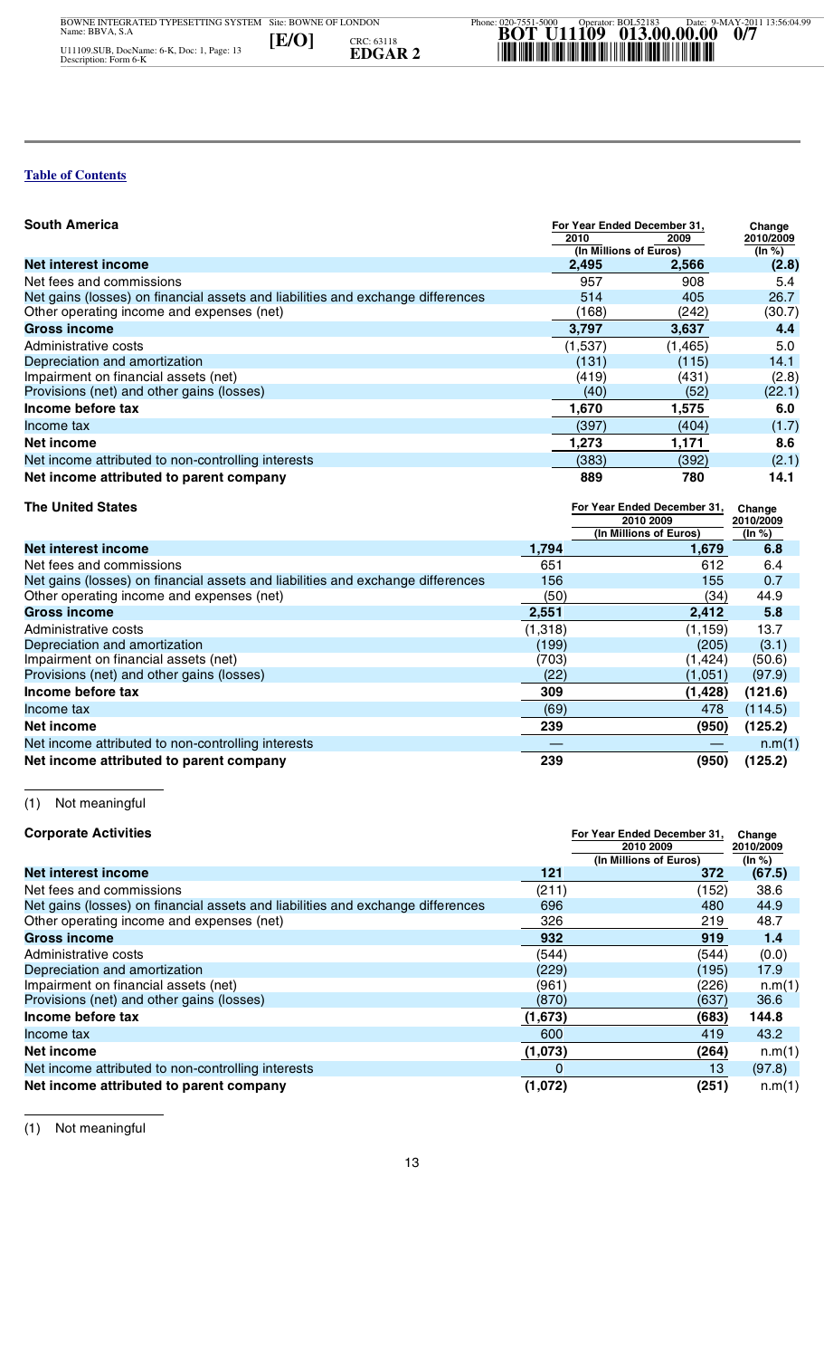[Table of Contents](#)

| South America | For Year Ended December 31, | | Change 2010/2009 |
|---|---|---|---|
| | 2010 | 2009 | |
| | (In Millions of Euros) | | (In %) |
| **Net interest income** | **2,495** | **2,566** | **(2.8)** |
| Net fees and commissions | 957 | 908 | 5.4 |
| Net gains (losses) on financial assets and liabilities and exchange differences | 514 | 405 | 26.7 |
| Other operating income and expenses (net) | (168) | (242) | (30.7) |
| **Gross income** | **3,797** | **3,637** | **4.4** |
| Administrative costs | (1,537) | (1,465) | 5.0 |
| Depreciation and amortization | (131) | (115) | 14.1 |
| Impairment on financial assets (net) | (419) | (431) | (2.8) |
| Provisions (net) and other gains (losses) | (40) | (52) | (22.1) |
| **Income before tax** | **1,670** | **1,575** | **6.0** |
| Income tax | (397) | (404) | (1.7) |
| **Net income** | **1,273** | **1,171** | **8.6** |
| Net income attributed to non-controlling interests | (383) | (392) | (2.1) |
| **Net income attributed to parent company** | **889** | **780** | **14.1** |

| The United States | For Year Ended December 31, | | Change 2010/2009 |
|---|---|---|---|
| | 2010 | 2009 | |
| | (In Millions of Euros) | | (In %) |
| **Net interest income** | **1,794** | **1,679** | **6.8** |
| Net fees and commissions | 651 | 612 | 6.4 |
| Net gains (losses) on financial assets and liabilities and exchange differences | 156 | 155 | 0.7 |
| Other operating income and expenses (net) | (50) | (34) | 44.9 |
| **Gross income** | **2,551** | **2,412** | **5.8** |
| Administrative costs | (1,318) | (1,159) | 13.7 |
| Depreciation and amortization | (199) | (205) | (3.1) |
| Impairment on financial assets (net) | (703) | (1,424) | (50.6) |
| Provisions (net) and other gains (losses) | (22) | (1,051) | (97.9) |
| **Income before tax** | **309** | **(1,428)** | **(121.6)** |
| Income tax | (69) | 478 | (114.5) |
| **Net income** | **239** | **(950)** | **(125.2)** |
| Net income attributed to non-controlling interests | — | — | n.m(1) |
| **Net income attributed to parent company** | **239** | **(950)** | **(125.2)** |

(1) Not meaningful

| Corporate Activities | For Year Ended December 31, | | Change 2010/2009 |
|---|---|---|---|
| | 2010 | 2009 | |
| | (In Millions of Euros) | | (In %) |
| **Net interest income** | **121** | **372** | **(67.5)** |
| Net fees and commissions | (211) | (152) | 38.6 |
| Net gains (losses) on financial assets and liabilities and exchange differences | 696 | 480 | 44.9 |
| Other operating income and expenses (net) | 326 | 219 | 48.7 |
| **Gross income** | **932** | **919** | **1.4** |
| Administrative costs | (544) | (544) | (0.0) |
| Depreciation and amortization | (229) | (195) | 17.9 |
| Impairment on financial assets (net) | (961) | (226) | n.m(1) |
| Provisions (net) and other gains (losses) | (870) | (637) | 36.6 |
| **Income before tax** | **(1,673)** | **(683)** | **144.8** |
| Income tax | 600 | 419 | 43.2 |
| **Net income** | **(1,073)** | **(264)** | n.m(1) |
| Net income attributed to non-controlling interests | 0 | 13 | (97.8) |
| **Net income attributed to parent company** | **(1,072)** | **(251)** | n.m(1) |

(1) Not meaningful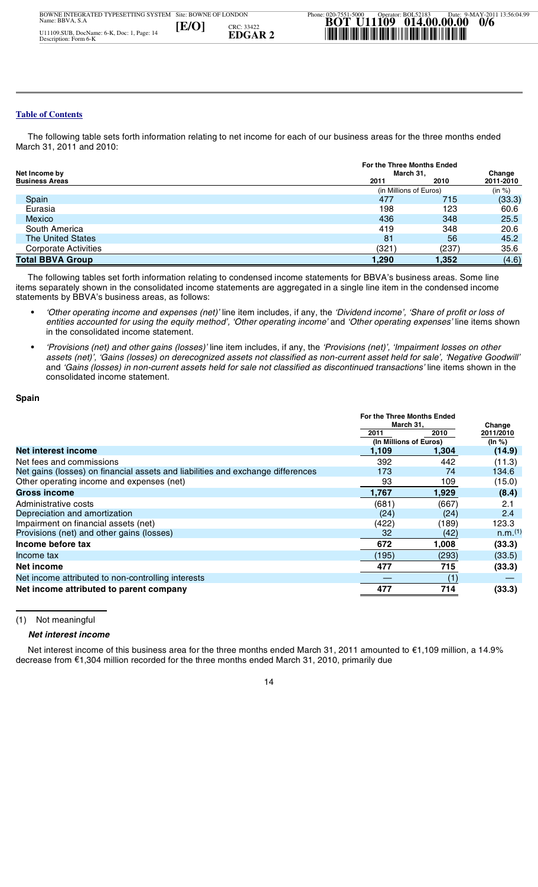[Table of Contents](#)

The following table sets forth information relating to net income for each of our business areas for the three months ended March 31, 2011 and 2010:

| Net Income by Business Areas | For the Three Months Ended March 31, 2011 | 2010 | Change 2011-2010 |
|---|---|---|---|
| | (in Millions of Euros) | | (in %) |
| Spain | 477 | 715 | (33.3) |
| Eurasia | 198 | 123 | 60.6 |
| Mexico | 436 | 348 | 25.5 |
| South America | 419 | 348 | 20.6 |
| The United States | 81 | 56 | 45.2 |
| Corporate Activities | (321) | (237) | 35.6 |
| **Total BBVA Group** | **1,290** | **1,352** | **(4.6)** |

The following tables set forth information relating to condensed income statements for BBVA's business areas. Some line items separately shown in the consolidated income statements are aggregated in a single line item in the condensed income statements by BBVA's business areas, as follows:

- *'Other operating income and expenses (net)'* line item includes, if any, the *'Dividend income', 'Share of profit or loss of entities accounted for using the equity method', 'Other operating income'* and *'Other operating expenses'* line items shown in the consolidated income statement.
- *'Provisions (net) and other gains (losses)'* line item includes, if any, the *'Provisions (net)', 'Impairment losses on other assets (net)', 'Gains (losses) on derecognized assets not classified as non-current asset held for sale', 'Negative Goodwill'* and *'Gains (losses) in non-current assets held for sale not classified as discontinued transactions'* line items shown in the consolidated income statement.

**Spain**

| | For the Three Months Ended March 31, 2011 | 2010 | Change 2011/2010 |
|---|---|---|---|
| | (In Millions of Euros) | | (In %) |
| **Net interest income** | **1,109** | **1,304** | **(14.9)** |
| Net fees and commissions | 392 | 442 | (11.3) |
| Net gains (losses) on financial assets and liabilities and exchange differences | 173 | 74 | 134.6 |
| Other operating income and expenses (net) | 93 | 109 | (15.0) |
| **Gross income** | **1,767** | **1,929** | **(8.4)** |
| Administrative costs | (681) | (667) | 2.1 |
| Depreciation and amortization | (24) | (24) | 2.4 |
| Impairment on financial assets (net) | (422) | (189) | 123.3 |
| Provisions (net) and other gains (losses) | 32 | (42) | n.m.[1] |
| **Income before tax** | **672** | **1,008** | **(33.3)** |
| Income tax | (195) | (293) | (33.5) |
| **Net income** | **477** | **715** | **(33.3)** |
| Net income attributed to non-controlling interests | — | (1) | — |
| **Net income attributed to parent company** | **477** | **714** | **(33.3)** |

(1) Not meaningful

***Net interest income***

Net interest income of this business area for the three months ended March 31, 2011 amounted to €1,109 million, a 14.9% decrease from €1,304 million recorded for the three months ended March 31, 2010, primarily due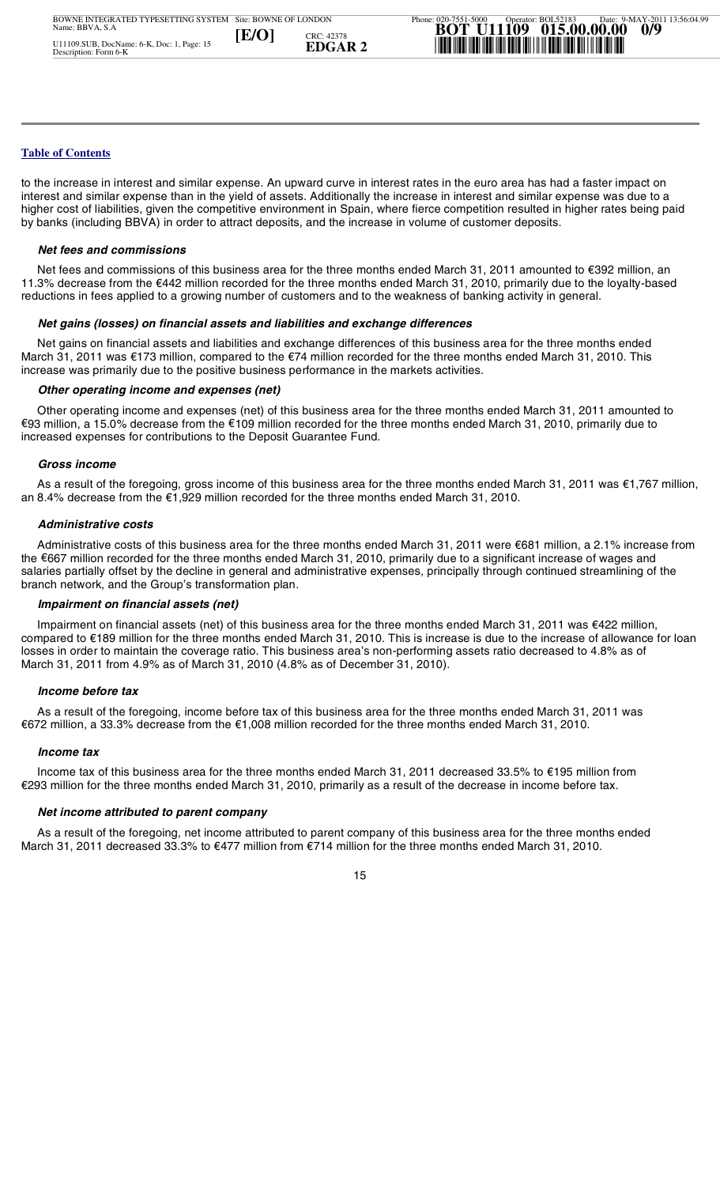to the increase in interest and similar expense. An upward curve in interest rates in the euro area has had a faster impact on interest and similar expense than in the yield of assets. Additionally the increase in interest and similar expense was due to a higher cost of liabilities, given the competitive environment in Spain, where fierce competition resulted in higher rates being paid by banks (including BBVA) in order to attract deposits, and the increase in volume of customer deposits.

#### *Net fees and commissions*

Net fees and commissions of this business area for the three months ended March 31, 2011 amounted to €392 million, an 11.3% decrease from the €442 million recorded for the three months ended March 31, 2010, primarily due to the loyalty-based reductions in fees applied to a growing number of customers and to the weakness of banking activity in general.

#### *Net gains (losses) on financial assets and liabilities and exchange differences*

Net gains on financial assets and liabilities and exchange differences of this business area for the three months ended March 31, 2011 was €173 million, compared to the €74 million recorded for the three months ended March 31, 2010. This increase was primarily due to the positive business performance in the markets activities.

#### *Other operating income and expenses (net)*

Other operating income and expenses (net) of this business area for the three months ended March 31, 2011 amounted to €93 million, a 15.0% decrease from the €109 million recorded for the three months ended March 31, 2010, primarily due to increased expenses for contributions to the Deposit Guarantee Fund.

#### *Gross income*

As a result of the foregoing, gross income of this business area for the three months ended March 31, 2011 was €1,767 million, an 8.4% decrease from the €1,929 million recorded for the three months ended March 31, 2010.

#### *Administrative costs*

Administrative costs of this business area for the three months ended March 31, 2011 were €681 million, a 2.1% increase from the €667 million recorded for the three months ended March 31, 2010, primarily due to a significant increase of wages and salaries partially offset by the decline in general and administrative expenses, principally through continued streamlining of the branch network, and the Group's transformation plan.

#### *Impairment on financial assets (net)*

Impairment on financial assets (net) of this business area for the three months ended March 31, 2011 was €422 million, compared to €189 million for the three months ended March 31, 2010. This is increase is due to the increase of allowance for loan losses in order to maintain the coverage ratio. This business area's non-performing assets ratio decreased to 4.8% as of March 31, 2011 from 4.9% as of March 31, 2010 (4.8% as of December 31, 2010).

#### *Income before tax*

As a result of the foregoing, income before tax of this business area for the three months ended March 31, 2011 was €672 million, a 33.3% decrease from the €1,008 million recorded for the three months ended March 31, 2010.

#### *Income tax*

Income tax of this business area for the three months ended March 31, 2011 decreased 33.5% to €195 million from €293 million for the three months ended March 31, 2010, primarily as a result of the decrease in income before tax.

#### *Net income attributed to parent company*

As a result of the foregoing, net income attributed to parent company of this business area for the three months ended March 31, 2011 decreased 33.3% to €477 million from €714 million for the three months ended March 31, 2010.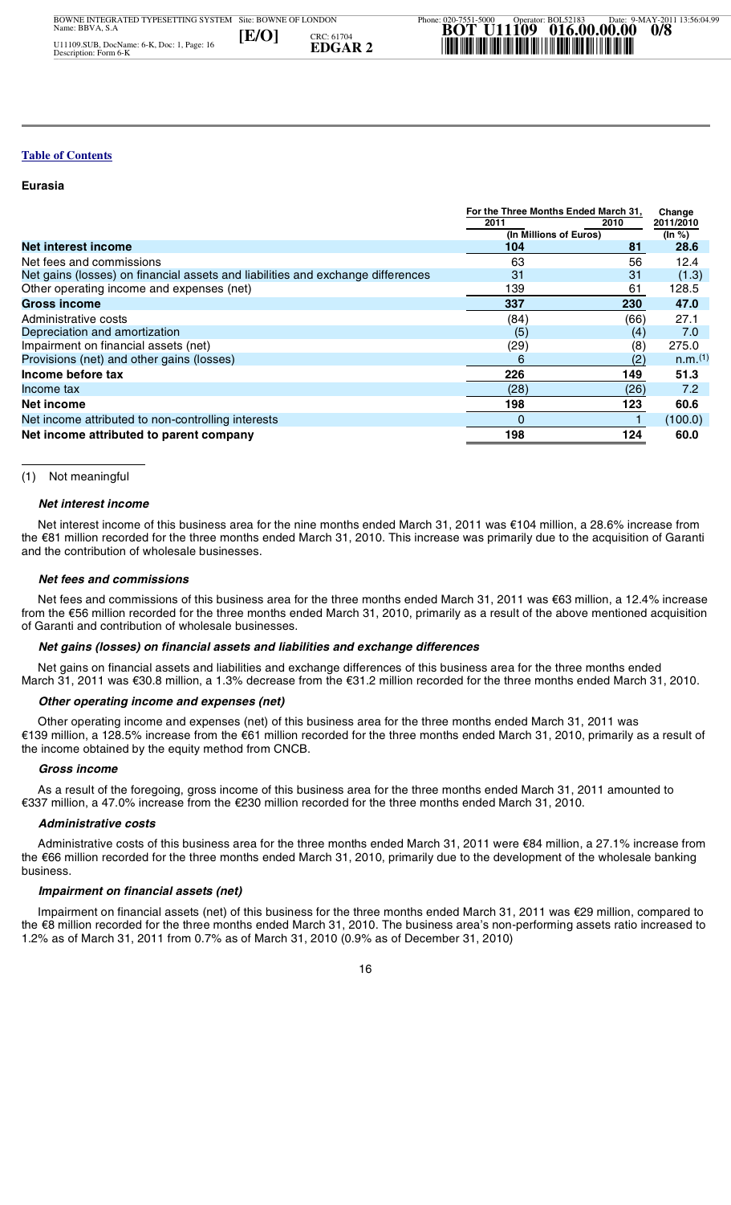[Table of Contents](#)

## Eurasia

| | For the Three Months Ended March 31, | | Change |
|---|---|---|---|
| | 2011 | 2010 | 2011/2010 |
| | (In Millions of Euros) | | (In %) |
| **Net interest income** | **104** | **81** | **28.6** |
| Net fees and commissions | 63 | 56 | 12.4 |
| Net gains (losses) on financial assets and liabilities and exchange differences | 31 | 31 | (1.3) |
| Other operating income and expenses (net) | 139 | 61 | 128.5 |
| **Gross income** | **337** | **230** | **47.0** |
| Administrative costs | (84) | (66) | 27.1 |
| Depreciation and amortization | (5) | (4) | 7.0 |
| Impairment on financial assets (net) | (29) | (8) | 275.0 |
| Provisions (net) and other gains (losses) | 6 | (2) | n.m.(1) |
| **Income before tax** | **226** | **149** | **51.3** |
| Income tax | (28) | (26) | 7.2 |
| **Net income** | **198** | **123** | **60.6** |
| Net income attributed to non-controlling interests | 0 | 1 | (100.0) |
| **Net income attributed to parent company** | **198** | **124** | **60.0** |

(1) Not meaningful

### *Net interest income*

Net interest income of this business area for the nine months ended March 31, 2011 was €104 million, a 28.6% increase from the €81 million recorded for the three months ended March 31, 2010. This increase was primarily due to the acquisition of Garanti and the contribution of wholesale businesses.

### *Net fees and commissions*

Net fees and commissions of this business area for the three months ended March 31, 2011 was €63 million, a 12.4% increase from the €56 million recorded for the three months ended March 31, 2010, primarily as a result of the above mentioned acquisition of Garanti and contribution of wholesale businesses.

### *Net gains (losses) on financial assets and liabilities and exchange differences*

Net gains on financial assets and liabilities and exchange differences of this business area for the three months ended March 31, 2011 was €30.8 million, a 1.3% decrease from the €31.2 million recorded for the three months ended March 31, 2010.

### *Other operating income and expenses (net)*

Other operating income and expenses (net) of this business area for the three months ended March 31, 2011 was €139 million, a 128.5% increase from the €61 million recorded for the three months ended March 31, 2010, primarily as a result of the income obtained by the equity method from CNCB.

### *Gross income*

As a result of the foregoing, gross income of this business area for the three months ended March 31, 2011 amounted to €337 million, a 47.0% increase from the €230 million recorded for the three months ended March 31, 2010.

### *Administrative costs*

Administrative costs of this business area for the three months ended March 31, 2011 were €84 million, a 27.1% increase from the €66 million recorded for the three months ended March 31, 2010, primarily due to the development of the wholesale banking business.

### *Impairment on financial assets (net)*

Impairment on financial assets (net) of this business for the three months ended March 31, 2011 was €29 million, compared to the €8 million recorded for the three months ended March 31, 2010. The business area's non-performing assets ratio increased to 1.2% as of March 31, 2011 from 0.7% as of March 31, 2010 (0.9% as of December 31, 2010)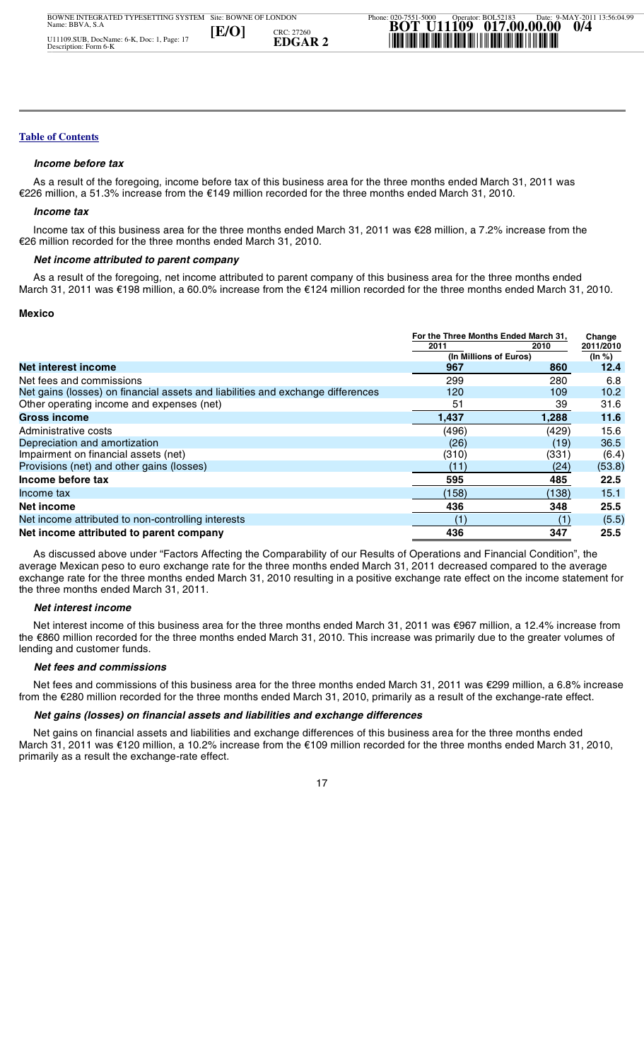[Table of Contents](#)

#### *Income before tax*

As a result of the foregoing, income before tax of this business area for the three months ended March 31, 2011 was €226 million, a 51.3% increase from the €149 million recorded for the three months ended March 31, 2010.

#### *Income tax*

Income tax of this business area for the three months ended March 31, 2011 was €28 million, a 7.2% increase from the €26 million recorded for the three months ended March 31, 2010.

#### *Net income attributed to parent company*

As a result of the foregoing, net income attributed to parent company of this business area for the three months ended March 31, 2011 was €198 million, a 60.0% increase from the €124 million recorded for the three months ended March 31, 2010.

### Mexico

| | For the Three Months Ended March 31, | | Change |
|---|---|---|---|
| | 2011 | 2010 | 2011/2010 |
| | (In Millions of Euros) | | (In %) |
| **Net interest income** | **967** | **860** | **12.4** |
| Net fees and commissions | 299 | 280 | 6.8 |
| Net gains (losses) on financial assets and liabilities and exchange differences | 120 | 109 | 10.2 |
| Other operating income and expenses (net) | 51 | 39 | 31.6 |
| **Gross income** | **1,437** | **1,288** | **11.6** |
| Administrative costs | (496) | (429) | 15.6 |
| Depreciation and amortization | (26) | (19) | 36.5 |
| Impairment on financial assets (net) | (310) | (331) | (6.4) |
| Provisions (net) and other gains (losses) | (11) | (24) | (53.8) |
| **Income before tax** | **595** | **485** | **22.5** |
| Income tax | (158) | (138) | 15.1 |
| **Net income** | **436** | **348** | **25.5** |
| Net income attributed to non-controlling interests | (1) | (1) | (5.5) |
| **Net income attributed to parent company** | **436** | **347** | **25.5** |

As discussed above under "Factors Affecting the Comparability of our Results of Operations and Financial Condition", the average Mexican peso to euro exchange rate for the three months ended March 31, 2011 decreased compared to the average exchange rate for the three months ended March 31, 2010 resulting in a positive exchange rate effect on the income statement for the three months ended March 31, 2011.

#### *Net interest income*

Net interest income of this business area for the three months ended March 31, 2011 was €967 million, a 12.4% increase from the €860 million recorded for the three months ended March 31, 2010. This increase was primarily due to the greater volumes of lending and customer funds.

#### *Net fees and commissions*

Net fees and commissions of this business area for the three months ended March 31, 2011 was €299 million, a 6.8% increase from the €280 million recorded for the three months ended March 31, 2010, primarily as a result of the exchange-rate effect.

#### *Net gains (losses) on financial assets and liabilities and exchange differences*

Net gains on financial assets and liabilities and exchange differences of this business area for the three months ended March 31, 2011 was €120 million, a 10.2% increase from the €109 million recorded for the three months ended March 31, 2010, primarily as a result the exchange-rate effect.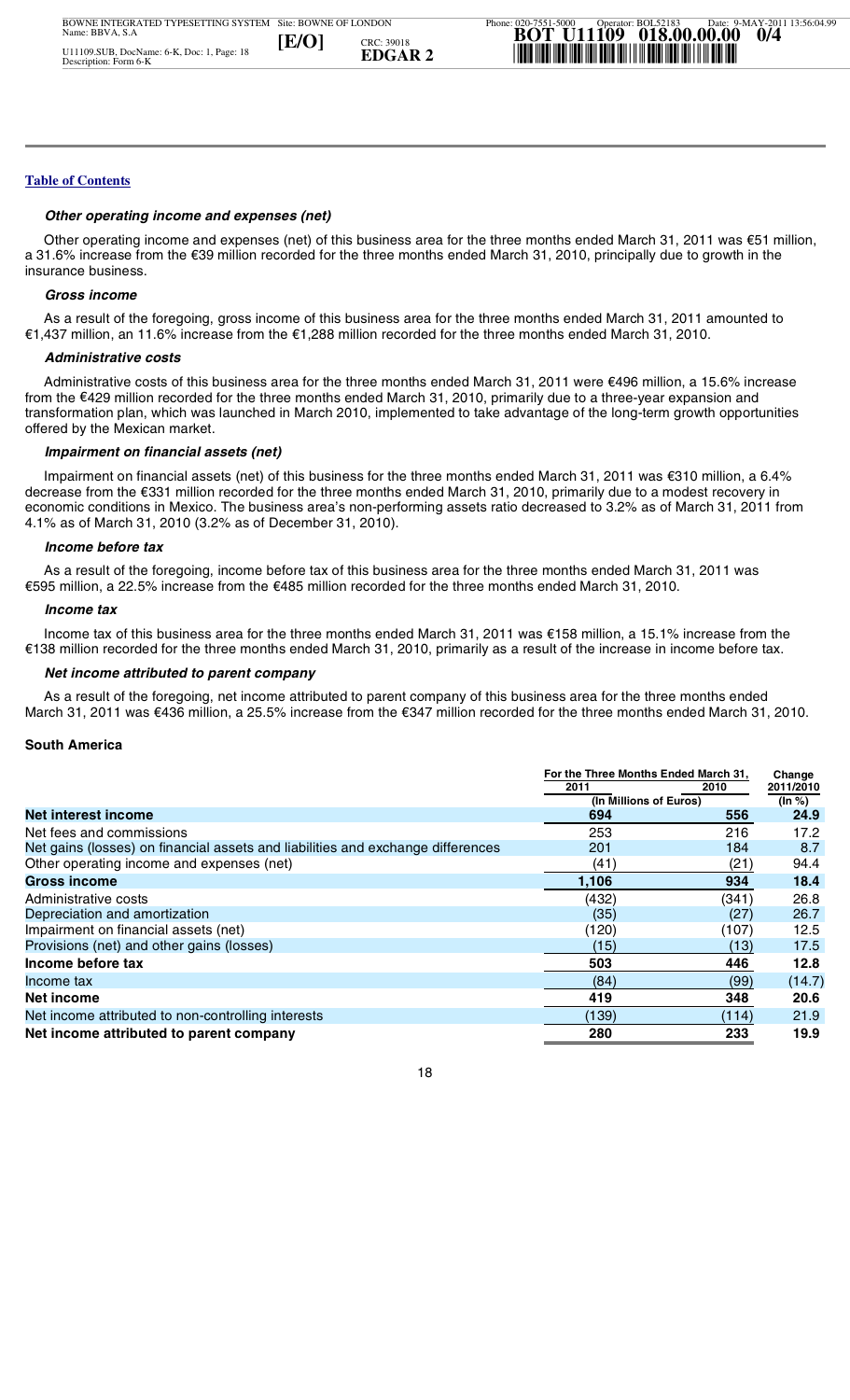[Table of Contents](#)

### *Other operating income and expenses (net)*

Other operating income and expenses (net) of this business area for the three months ended March 31, 2011 was €51 million, a 31.6% increase from the €39 million recorded for the three months ended March 31, 2010, principally due to growth in the insurance business.

### *Gross income*

As a result of the foregoing, gross income of this business area for the three months ended March 31, 2011 amounted to €1,437 million, an 11.6% increase from the €1,288 million recorded for the three months ended March 31, 2010.

### *Administrative costs*

Administrative costs of this business area for the three months ended March 31, 2011 were €496 million, a 15.6% increase from the €429 million recorded for the three months ended March 31, 2010, primarily due to a three-year expansion and transformation plan, which was launched in March 2010, implemented to take advantage of the long-term growth opportunities offered by the Mexican market.

### *Impairment on financial assets (net)*

Impairment on financial assets (net) of this business for the three months ended March 31, 2011 was €310 million, a 6.4% decrease from the €331 million recorded for the three months ended March 31, 2010, primarily due to a modest recovery in economic conditions in Mexico. The business area's non-performing assets ratio decreased to 3.2% as of March 31, 2011 from 4.1% as of March 31, 2010 (3.2% as of December 31, 2010).

### *Income before tax*

As a result of the foregoing, income before tax of this business area for the three months ended March 31, 2011 was €595 million, a 22.5% increase from the €485 million recorded for the three months ended March 31, 2010.

### *Income tax*

Income tax of this business area for the three months ended March 31, 2011 was €158 million, a 15.1% increase from the €138 million recorded for the three months ended March 31, 2010, primarily as a result of the increase in income before tax.

### *Net income attributed to parent company*

As a result of the foregoing, net income attributed to parent company of this business area for the three months ended March 31, 2011 was €436 million, a 25.5% increase from the €347 million recorded for the three months ended March 31, 2010.

## South America

| | For the Three Months Ended March 31, | | Change |
|---|---|---|---|
| | 2011 | 2010 | 2011/2010 |
| | (In Millions of Euros) | | (In %) |
| **Net interest income** | **694** | **556** | **24.9** |
| Net fees and commissions | 253 | 216 | 17.2 |
| Net gains (losses) on financial assets and liabilities and exchange differences | 201 | 184 | 8.7 |
| Other operating income and expenses (net) | (41) | (21) | 94.4 |
| **Gross income** | **1,106** | **934** | **18.4** |
| Administrative costs | (432) | (341) | 26.8 |
| Depreciation and amortization | (35) | (27) | 26.7 |
| Impairment on financial assets (net) | (120) | (107) | 12.5 |
| Provisions (net) and other gains (losses) | (15) | (13) | 17.5 |
| **Income before tax** | **503** | **446** | **12.8** |
| Income tax | (84) | (99) | (14.7) |
| **Net income** | **419** | **348** | **20.6** |
| Net income attributed to non-controlling interests | (139) | (114) | 21.9 |
| **Net income attributed to parent company** | **280** | **233** | **19.9** |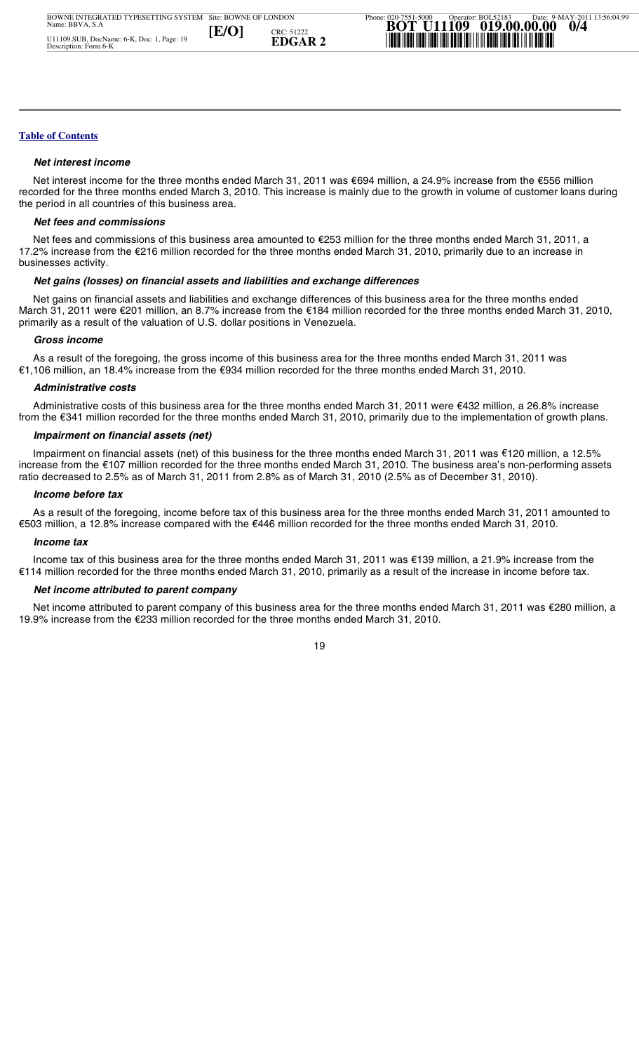[Table of Contents](#)

### *Net interest income*

Net interest income for the three months ended March 31, 2011 was €694 million, a 24.9% increase from the €556 million recorded for the three months ended March 3, 2010. This increase is mainly due to the growth in volume of customer loans during the period in all countries of this business area.

### *Net fees and commissions*

Net fees and commissions of this business area amounted to €253 million for the three months ended March 31, 2011, a 17.2% increase from the €216 million recorded for the three months ended March 31, 2010, primarily due to an increase in businesses activity.

### *Net gains (losses) on financial assets and liabilities and exchange differences*

Net gains on financial assets and liabilities and exchange differences of this business area for the three months ended March 31, 2011 were €201 million, an 8.7% increase from the €184 million recorded for the three months ended March 31, 2010, primarily as a result of the valuation of U.S. dollar positions in Venezuela.

### *Gross income*

As a result of the foregoing, the gross income of this business area for the three months ended March 31, 2011 was €1,106 million, an 18.4% increase from the €934 million recorded for the three months ended March 31, 2010.

### *Administrative costs*

Administrative costs of this business area for the three months ended March 31, 2011 were €432 million, a 26.8% increase from the €341 million recorded for the three months ended March 31, 2010, primarily due to the implementation of growth plans.

### *Impairment on financial assets (net)*

Impairment on financial assets (net) of this business for the three months ended March 31, 2011 was €120 million, a 12.5% increase from the €107 million recorded for the three months ended March 31, 2010. The business area's non-performing assets ratio decreased to 2.5% as of March 31, 2011 from 2.8% as of March 31, 2010 (2.5% as of December 31, 2010).

### *Income before tax*

As a result of the foregoing, income before tax of this business area for the three months ended March 31, 2011 amounted to €503 million, a 12.8% increase compared with the €446 million recorded for the three months ended March 31, 2010.

### *Income tax*

Income tax of this business area for the three months ended March 31, 2011 was €139 million, a 21.9% increase from the €114 million recorded for the three months ended March 31, 2010, primarily as a result of the increase in income before tax.

### *Net income attributed to parent company*

Net income attributed to parent company of this business area for the three months ended March 31, 2011 was €280 million, a 19.9% increase from the €233 million recorded for the three months ended March 31, 2010.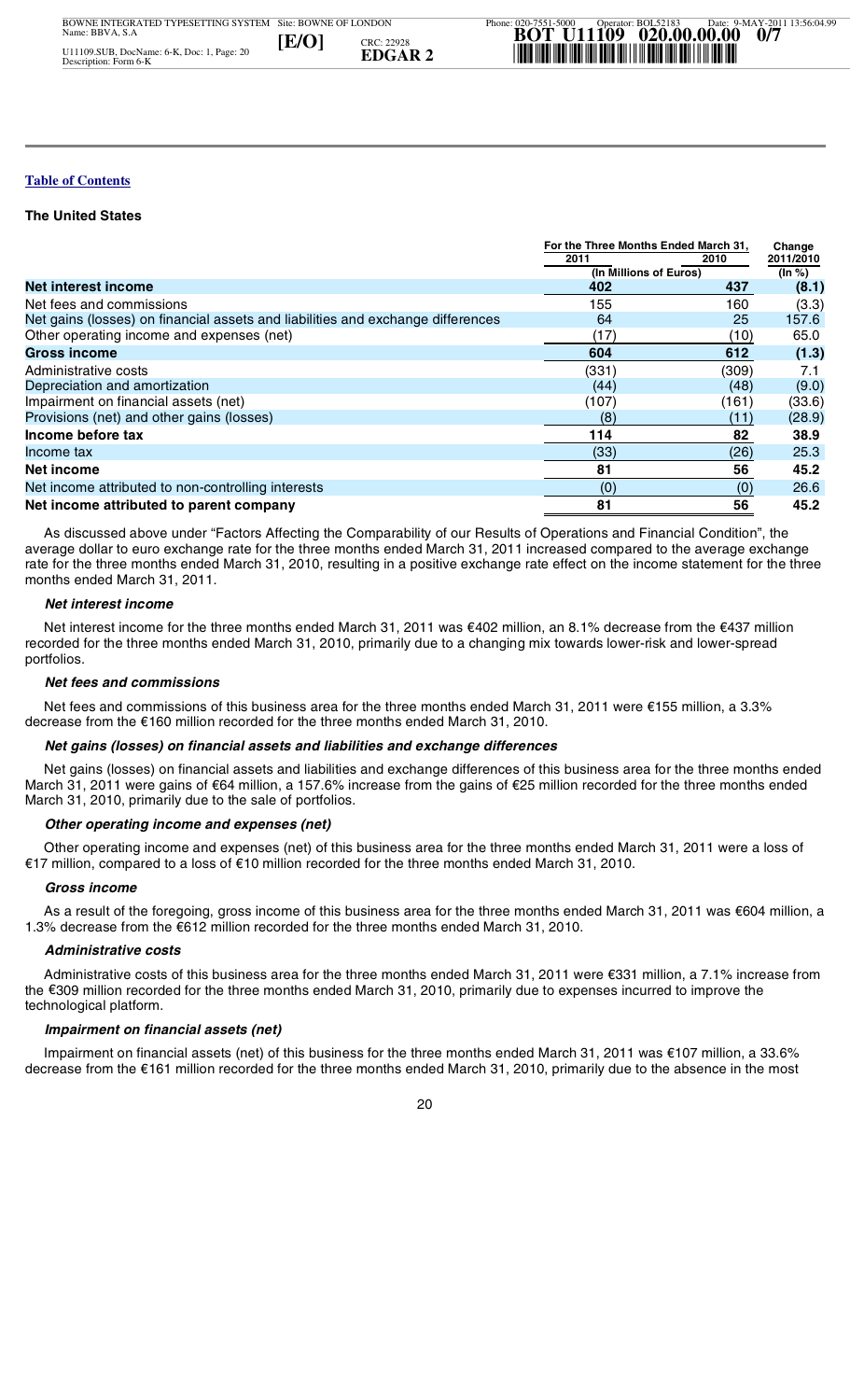[Table of Contents](#)

### The United States

| | For the Three Months Ended March 31, | | Change |
|---|---|---|---|
| | 2011 | 2010 | 2011/2010 |
| | (In Millions of Euros) | | (In %) |
| **Net interest income** | **402** | **437** | **(8.1)** |
| Net fees and commissions | 155 | 160 | (3.3) |
| Net gains (losses) on financial assets and liabilities and exchange differences | 64 | 25 | 157.6 |
| Other operating income and expenses (net) | (17) | (10) | 65.0 |
| **Gross income** | **604** | **612** | **(1.3)** |
| Administrative costs | (331) | (309) | 7.1 |
| Depreciation and amortization | (44) | (48) | (9.0) |
| Impairment on financial assets (net) | (107) | (161) | (33.6) |
| Provisions (net) and other gains (losses) | (8) | (11) | (28.9) |
| **Income before tax** | **114** | **82** | **38.9** |
| Income tax | (33) | (26) | 25.3 |
| **Net income** | **81** | **56** | **45.2** |
| Net income attributed to non-controlling interests | (0) | (0) | 26.6 |
| **Net income attributed to parent company** | **81** | **56** | **45.2** |

As discussed above under "Factors Affecting the Comparability of our Results of Operations and Financial Condition", the average dollar to euro exchange rate for the three months ended March 31, 2011 increased compared to the average exchange rate for the three months ended March 31, 2010, resulting in a positive exchange rate effect on the income statement for the three months ended March 31, 2011.

***Net interest income***

Net interest income for the three months ended March 31, 2011 was €402 million, an 8.1% decrease from the €437 million recorded for the three months ended March 31, 2010, primarily due to a changing mix towards lower-risk and lower-spread portfolios.

***Net fees and commissions***

Net fees and commissions of this business area for the three months ended March 31, 2011 were €155 million, a 3.3% decrease from the €160 million recorded for the three months ended March 31, 2010.

***Net gains (losses) on financial assets and liabilities and exchange differences***

Net gains (losses) on financial assets and liabilities and exchange differences of this business area for the three months ended March 31, 2011 were gains of €64 million, a 157.6% increase from the gains of €25 million recorded for the three months ended March 31, 2010, primarily due to the sale of portfolios.

***Other operating income and expenses (net)***

Other operating income and expenses (net) of this business area for the three months ended March 31, 2011 were a loss of €17 million, compared to a loss of €10 million recorded for the three months ended March 31, 2010.

***Gross income***

As a result of the foregoing, gross income of this business area for the three months ended March 31, 2011 was €604 million, a 1.3% decrease from the €612 million recorded for the three months ended March 31, 2010.

***Administrative costs***

Administrative costs of this business area for the three months ended March 31, 2011 were €331 million, a 7.1% increase from the €309 million recorded for the three months ended March 31, 2010, primarily due to expenses incurred to improve the technological platform.

***Impairment on financial assets (net)***

Impairment on financial assets (net) of this business for the three months ended March 31, 2011 was €107 million, a 33.6% decrease from the €161 million recorded for the three months ended March 31, 2010, primarily due to the absence in the most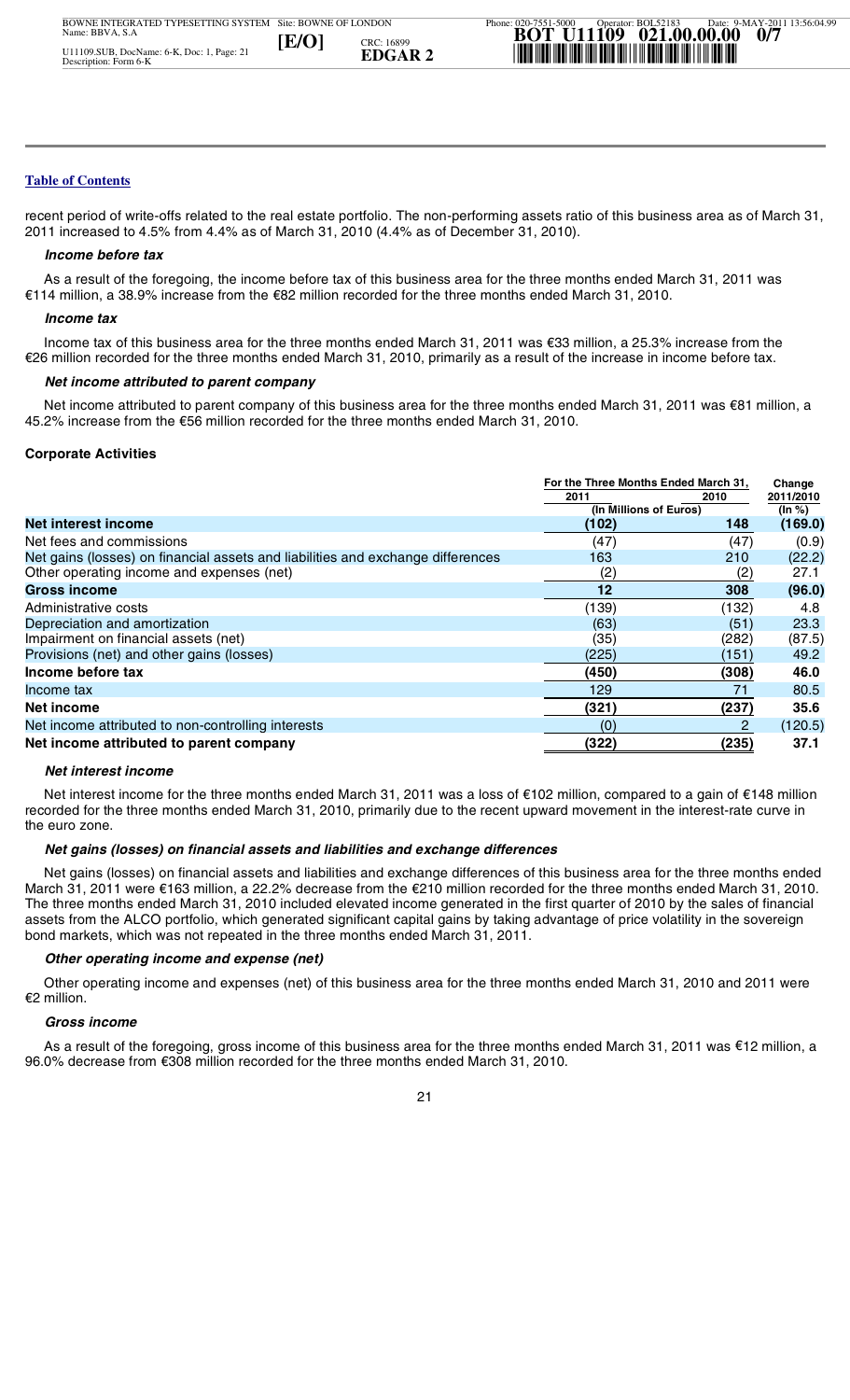recent period of write-offs related to the real estate portfolio. The non-performing assets ratio of this business area as of March 31, 2011 increased to 4.5% from 4.4% as of March 31, 2010 (4.4% as of December 31, 2010).

*Income before tax*

As a result of the foregoing, the income before tax of this business area for the three months ended March 31, 2011 was €114 million, a 38.9% increase from the €82 million recorded for the three months ended March 31, 2010.

*Income tax*

Income tax of this business area for the three months ended March 31, 2011 was €33 million, a 25.3% increase from the €26 million recorded for the three months ended March 31, 2010, primarily as a result of the increase in income before tax.

*Net income attributed to parent company*

Net income attributed to parent company of this business area for the three months ended March 31, 2011 was €81 million, a 45.2% increase from the €56 million recorded for the three months ended March 31, 2010.

**Corporate Activities**

| | For the Three Months Ended March 31, | | Change |
|---|---|---|---|
| | 2011 | 2010 | 2011/2010 |
| | (In Millions of Euros) | | (In %) |
| **Net interest income** | **(102)** | **148** | **(169.0)** |
| Net fees and commissions | (47) | (47) | (0.9) |
| Net gains (losses) on financial assets and liabilities and exchange differences | 163 | 210 | (22.2) |
| Other operating income and expenses (net) | (2) | (2) | 27.1 |
| **Gross income** | **12** | **308** | **(96.0)** |
| Administrative costs | (139) | (132) | 4.8 |
| Depreciation and amortization | (63) | (51) | 23.3 |
| Impairment on financial assets (net) | (35) | (282) | (87.5) |
| Provisions (net) and other gains (losses) | (225) | (151) | 49.2 |
| **Income before tax** | **(450)** | **(308)** | **46.0** |
| Income tax | 129 | 71 | 80.5 |
| **Net income** | **(321)** | **(237)** | **35.6** |
| Net income attributed to non-controlling interests | (0) | 2 | (120.5) |
| **Net income attributed to parent company** | **(322)** | **(235)** | **37.1** |

*Net interest income*

Net interest income for the three months ended March 31, 2011 was a loss of €102 million, compared to a gain of €148 million recorded for the three months ended March 31, 2010, primarily due to the recent upward movement in the interest-rate curve in the euro zone.

*Net gains (losses) on financial assets and liabilities and exchange differences*

Net gains (losses) on financial assets and liabilities and exchange differences of this business area for the three months ended March 31, 2011 were €163 million, a 22.2% decrease from the €210 million recorded for the three months ended March 31, 2010. The three months ended March 31, 2010 included elevated income generated in the first quarter of 2010 by the sales of financial assets from the ALCO portfolio, which generated significant capital gains by taking advantage of price volatility in the sovereign bond markets, which was not repeated in the three months ended March 31, 2011.

*Other operating income and expense (net)*

Other operating income and expenses (net) of this business area for the three months ended March 31, 2010 and 2011 were €2 million.

*Gross income*

As a result of the foregoing, gross income of this business area for the three months ended March 31, 2011 was €12 million, a 96.0% decrease from €308 million recorded for the three months ended March 31, 2010.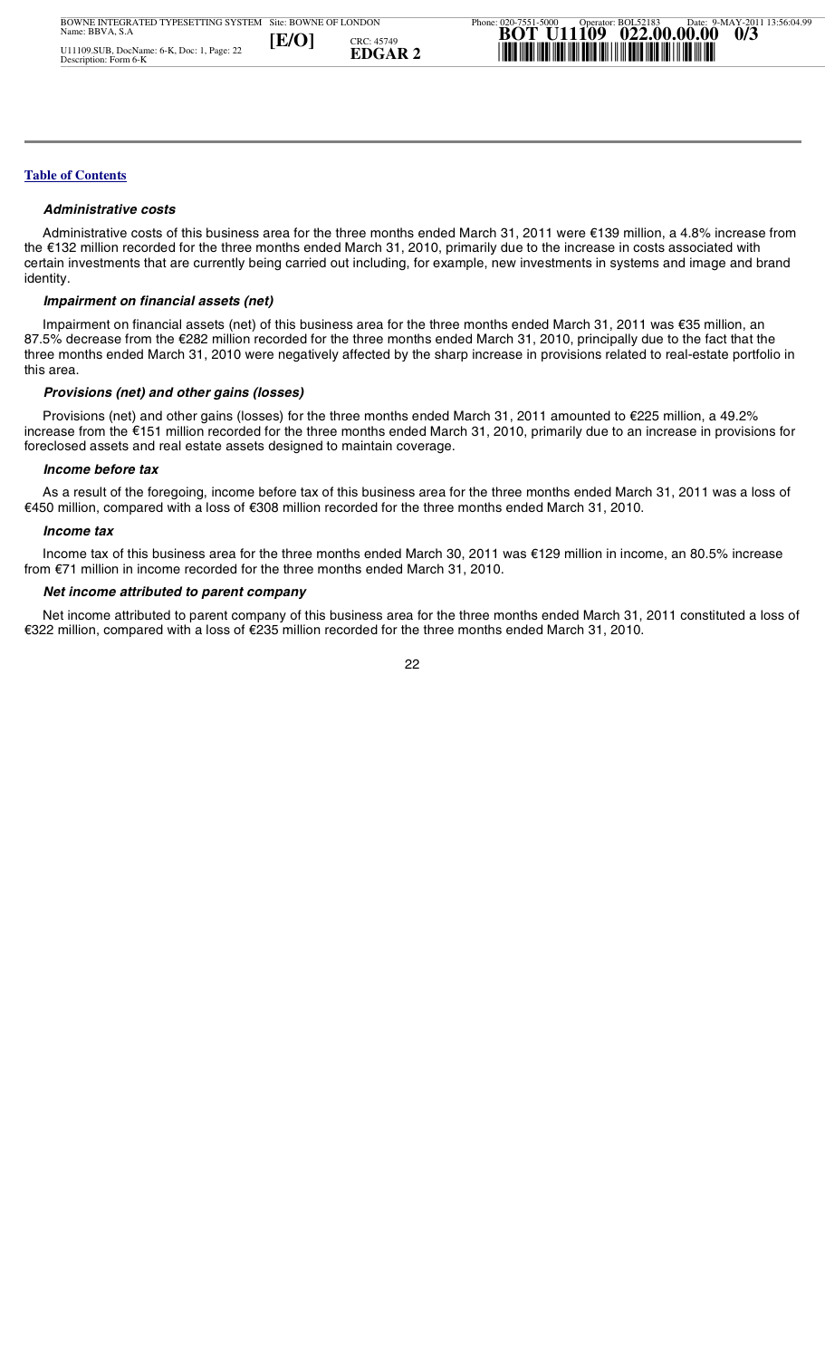### *Administrative costs*

Administrative costs of this business area for the three months ended March 31, 2011 were €139 million, a 4.8% increase from the €132 million recorded for the three months ended March 31, 2010, primarily due to the increase in costs associated with certain investments that are currently being carried out including, for example, new investments in systems and image and brand identity.

### *Impairment on financial assets (net)*

Impairment on financial assets (net) of this business area for the three months ended March 31, 2011 was €35 million, an 87.5% decrease from the €282 million recorded for the three months ended March 31, 2010, principally due to the fact that the three months ended March 31, 2010 were negatively affected by the sharp increase in provisions related to real-estate portfolio in this area.

### *Provisions (net) and other gains (losses)*

Provisions (net) and other gains (losses) for the three months ended March 31, 2011 amounted to €225 million, a 49.2% increase from the €151 million recorded for the three months ended March 31, 2010, primarily due to an increase in provisions for foreclosed assets and real estate assets designed to maintain coverage.

### *Income before tax*

As a result of the foregoing, income before tax of this business area for the three months ended March 31, 2011 was a loss of €450 million, compared with a loss of €308 million recorded for the three months ended March 31, 2010.

### *Income tax*

Income tax of this business area for the three months ended March 30, 2011 was €129 million in income, an 80.5% increase from €71 million in income recorded for the three months ended March 31, 2010.

### *Net income attributed to parent company*

Net income attributed to parent company of this business area for the three months ended March 31, 2011 constituted a loss of €322 million, compared with a loss of €235 million recorded for the three months ended March 31, 2010.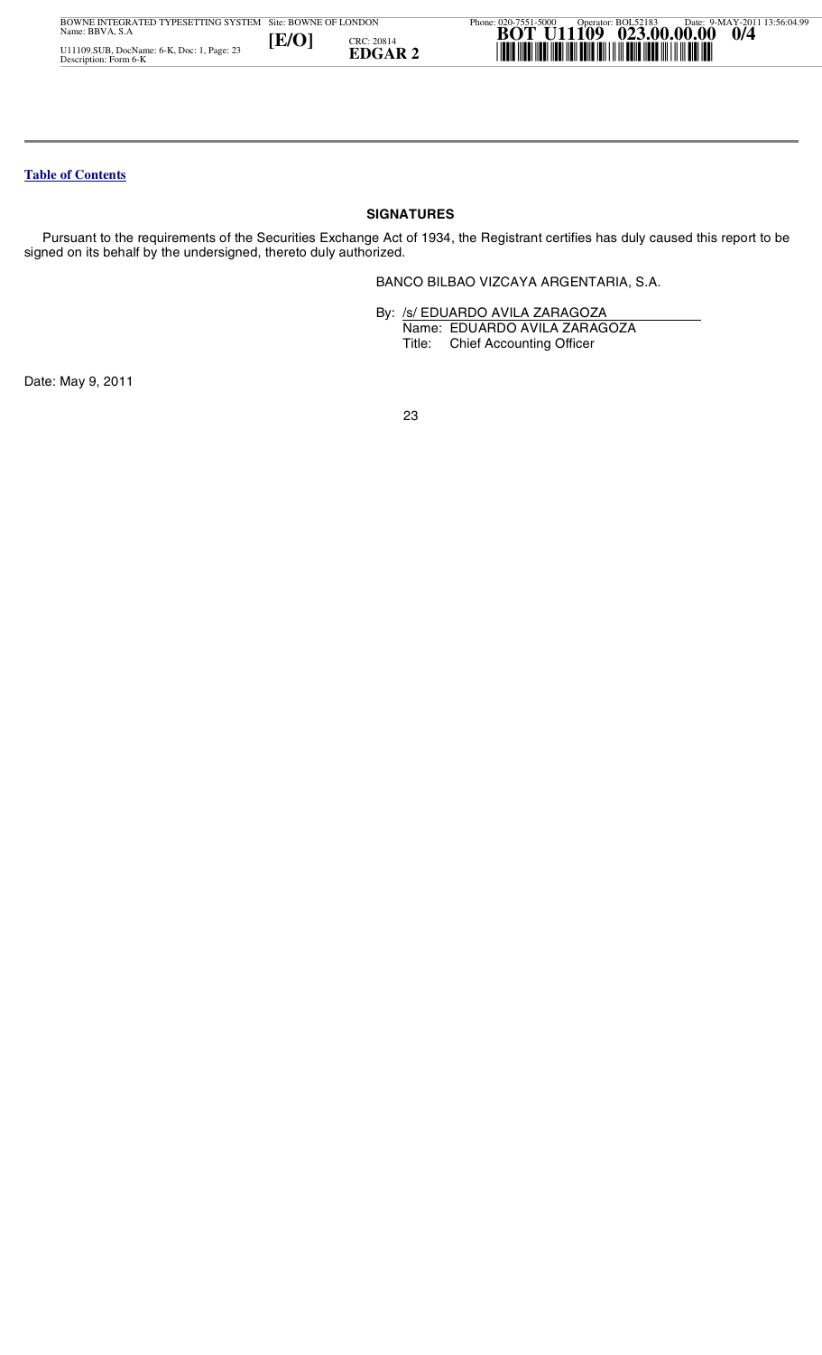[Table of Contents](#)

## SIGNATURES

Pursuant to the requirements of the Securities Exchange Act of 1934, the Registrant certifies has duly caused this report to be signed on its behalf by the undersigned, thereto duly authorized.

BANCO BILBAO VIZCAYA ARGENTARIA, S.A.

By: /s/ EDUARDO AVILA ZARAGOZA
Name: EDUARDO AVILA ZARAGOZA
Title: Chief Accounting Officer

Date: May 9, 2011